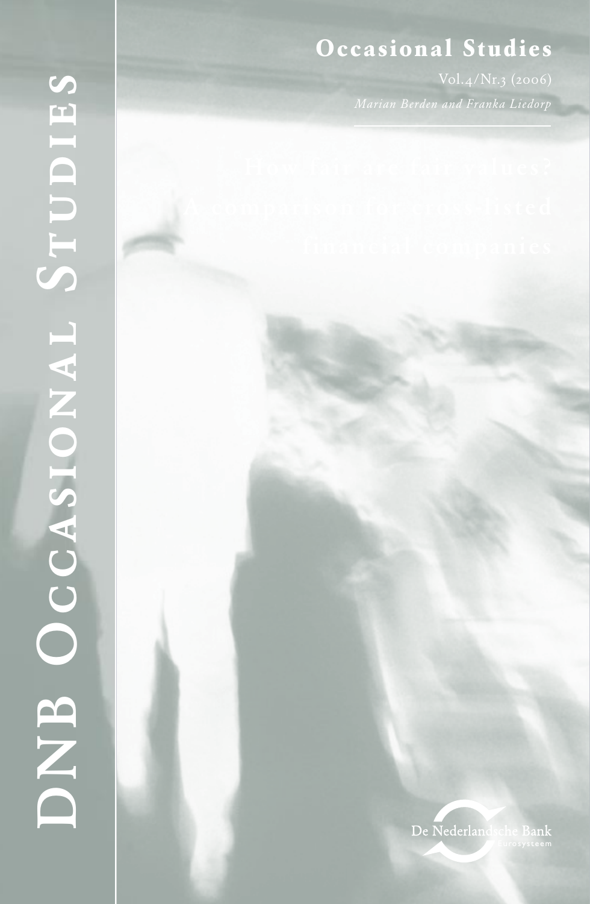# DNB Occasional Studies

## Occasional Studies

Vol.4/Nr.3 (2006)

*Marian Berden and Franka Liedorp*

# How fair are fair values? A comparison for cross-listed financial companies

De Nederlandsche Bank

Eurosysteem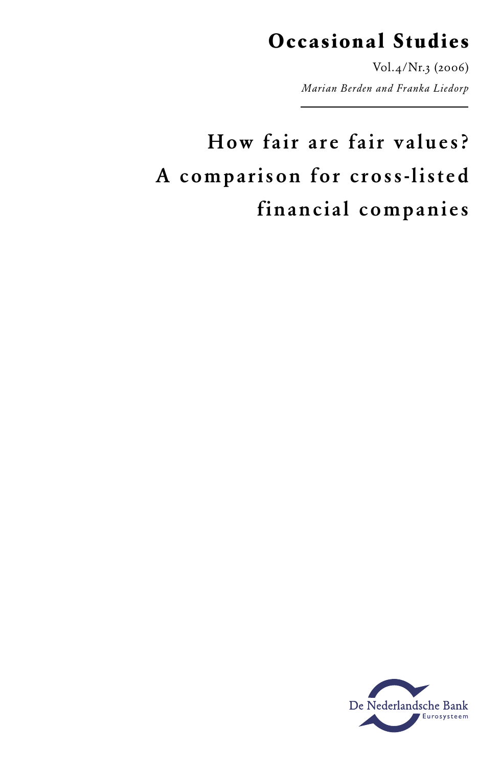# Occasional Studies

Vol.4/Nr.3 (2006)

*Marian Berden and Franka Liedorp*

# How fair are fair values? A comparison for cross-listed financial companies

De Nederlandsche Bank
Eurosysteem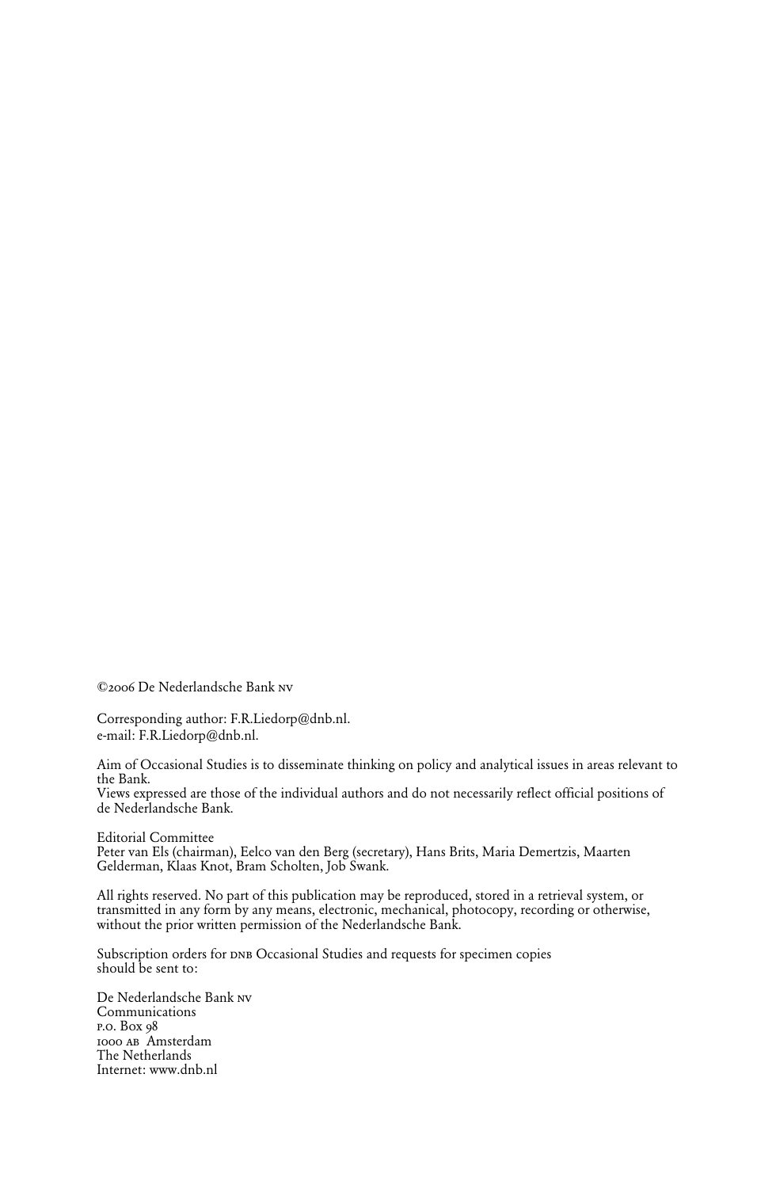©2006 De Nederlandsche Bank NV

Corresponding author: F.R.Liedorp@dnb.nl.
e-mail: F.R.Liedorp@dnb.nl.

Aim of Occasional Studies is to disseminate thinking on policy and analytical issues in areas relevant to the Bank.
Views expressed are those of the individual authors and do not necessarily reflect official positions of de Nederlandsche Bank.

Editorial Committee
Peter van Els (chairman), Eelco van den Berg (secretary), Hans Brits, Maria Demertzis, Maarten Gelderman, Klaas Knot, Bram Scholten, Job Swank.

All rights reserved. No part of this publication may be reproduced, stored in a retrieval system, or transmitted in any form by any means, electronic, mechanical, photocopy, recording or otherwise, without the prior written permission of the Nederlandsche Bank.

Subscription orders for DNB Occasional Studies and requests for specimen copies should be sent to:

De Nederlandsche Bank NV
Communications
P.O. Box 98
1000 AB Amsterdam
The Netherlands
Internet: www.dnb.nl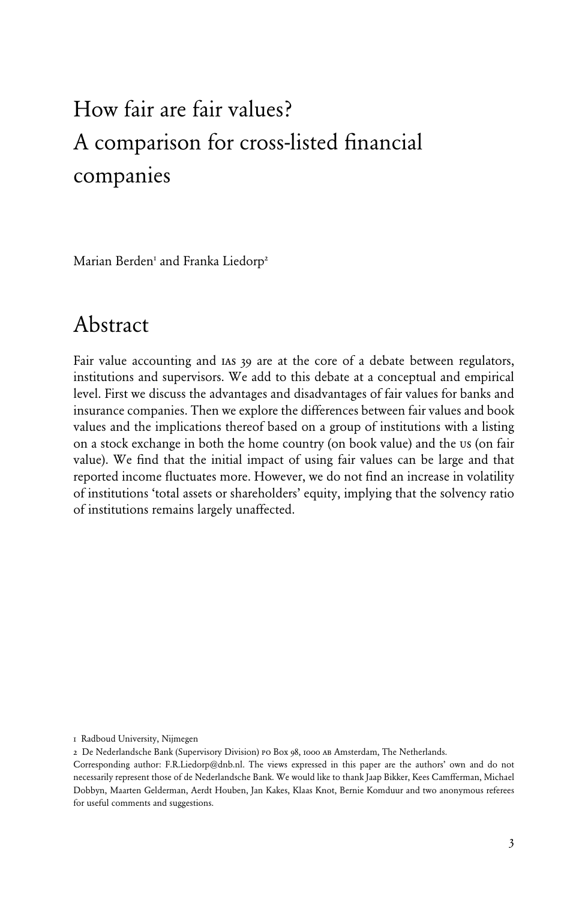# How fair are fair values?
# A comparison for cross-listed financial companies

Marian Berden[1] and Franka Liedorp[2]

## Abstract

Fair value accounting and IAS 39 are at the core of a debate between regulators, institutions and supervisors. We add to this debate at a conceptual and empirical level. First we discuss the advantages and disadvantages of fair values for banks and insurance companies. Then we explore the differences between fair values and book values and the implications thereof based on a group of institutions with a listing on a stock exchange in both the home country (on book value) and the US (on fair value). We find that the initial impact of using fair values can be large and that reported income fluctuates more. However, we do not find an increase in volatility of institutions 'total assets or shareholders' equity, implying that the solvency ratio of institutions remains largely unaffected.

1 Radboud University, Nijmegen

2 De Nederlandsche Bank (Supervisory Division) PO Box 98, 1000 AB Amsterdam, The Netherlands.
Corresponding author: F.R.Liedorp@dnb.nl. The views expressed in this paper are the authors' own and do not necessarily represent those of de Nederlandsche Bank. We would like to thank Jaap Bikker, Kees Camfferman, Michael Dobbyn, Maarten Gelderman, Aerdt Houben, Jan Kakes, Klaas Knot, Bernie Komduur and two anonymous referees for useful comments and suggestions.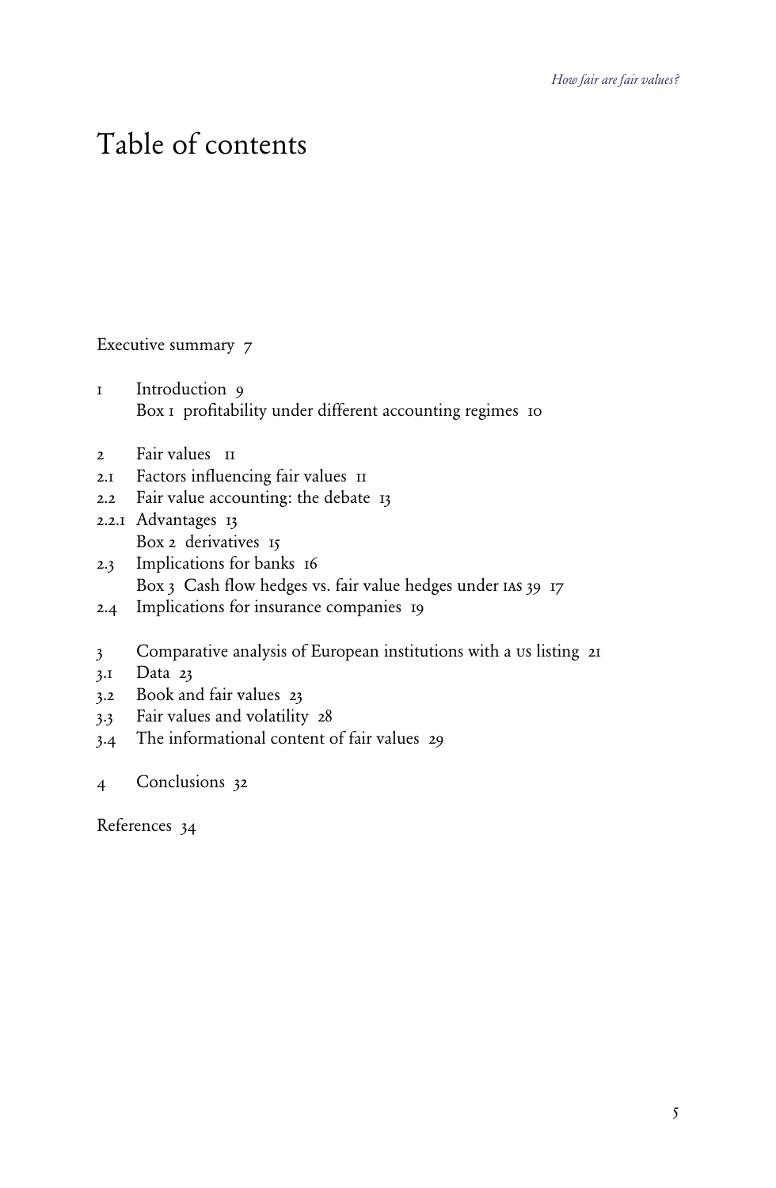# Table of contents

Executive summary 7

1 Introduction 9
Box 1 profitability under different accounting regimes 10

2 Fair values 11
2.1 Factors influencing fair values 11
2.2 Fair value accounting: the debate 13
2.2.1 Advantages 13
Box 2 derivatives 15
2.3 Implications for banks 16
Box 3 Cash flow hedges vs. fair value hedges under IAS 39 17
2.4 Implications for insurance companies 19

3 Comparative analysis of European institutions with a US listing 21
3.1 Data 23
3.2 Book and fair values 23
3.3 Fair values and volatility 28
3.4 The informational content of fair values 29

4 Conclusions 32

References 34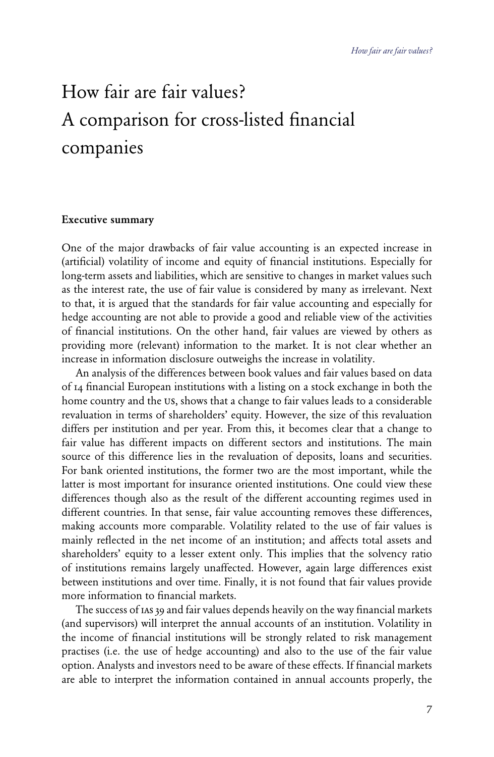# How fair are fair values? A comparison for cross-listed financial companies

### Executive summary

One of the major drawbacks of fair value accounting is an expected increase in (artificial) volatility of income and equity of financial institutions. Especially for long-term assets and liabilities, which are sensitive to changes in market values such as the interest rate, the use of fair value is considered by many as irrelevant. Next to that, it is argued that the standards for fair value accounting and especially for hedge accounting are not able to provide a good and reliable view of the activities of financial institutions. On the other hand, fair values are viewed by others as providing more (relevant) information to the market. It is not clear whether an increase in information disclosure outweighs the increase in volatility.

An analysis of the differences between book values and fair values based on data of 14 financial European institutions with a listing on a stock exchange in both the home country and the US, shows that a change to fair values leads to a considerable revaluation in terms of shareholders' equity. However, the size of this revaluation differs per institution and per year. From this, it becomes clear that a change to fair value has different impacts on different sectors and institutions. The main source of this difference lies in the revaluation of deposits, loans and securities. For bank oriented institutions, the former two are the most important, while the latter is most important for insurance oriented institutions. One could view these differences though also as the result of the different accounting regimes used in different countries. In that sense, fair value accounting removes these differences, making accounts more comparable. Volatility related to the use of fair values is mainly reflected in the net income of an institution; and affects total assets and shareholders' equity to a lesser extent only. This implies that the solvency ratio of institutions remains largely unaffected. However, again large differences exist between institutions and over time. Finally, it is not found that fair values provide more information to financial markets.

The success of IAS 39 and fair values depends heavily on the way financial markets (and supervisors) will interpret the annual accounts of an institution. Volatility in the income of financial institutions will be strongly related to risk management practises (i.e. the use of hedge accounting) and also to the use of the fair value option. Analysts and investors need to be aware of these effects. If financial markets are able to interpret the information contained in annual accounts properly, the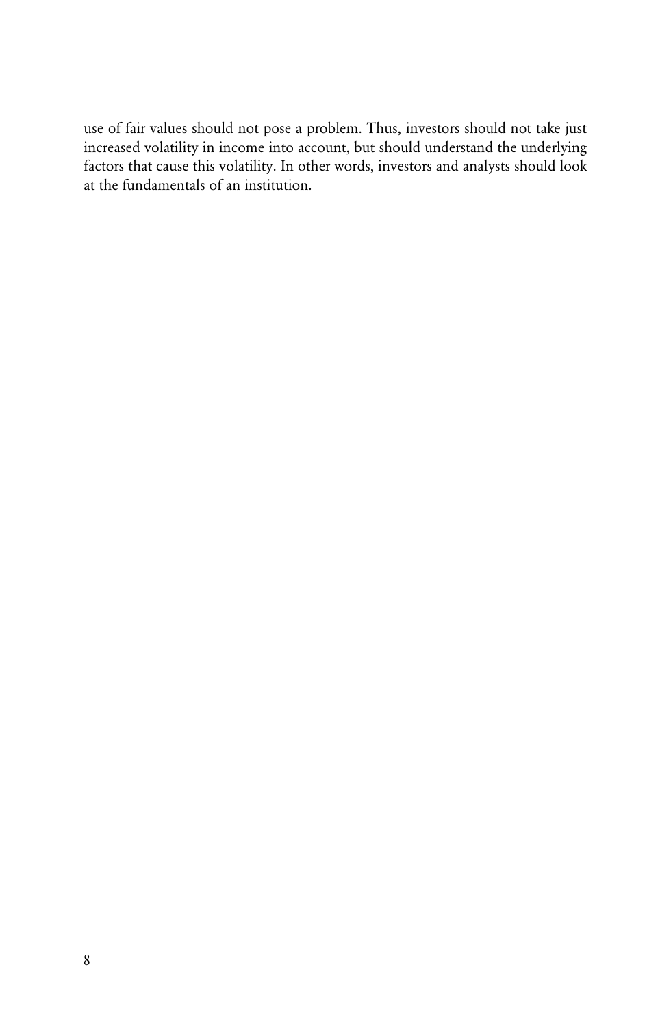use of fair values should not pose a problem. Thus, investors should not take just increased volatility in income into account, but should understand the underlying factors that cause this volatility. In other words, investors and analysts should look at the fundamentals of an institution.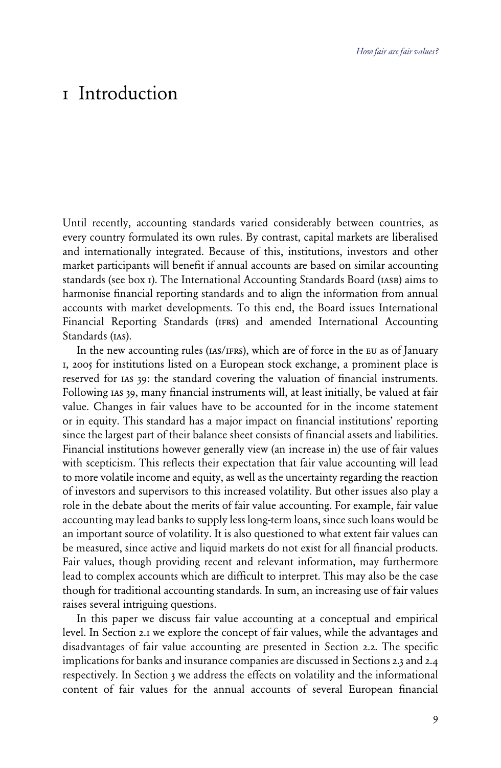# 1 Introduction

Until recently, accounting standards varied considerably between countries, as every country formulated its own rules. By contrast, capital markets are liberalised and internationally integrated. Because of this, institutions, investors and other market participants will benefit if annual accounts are based on similar accounting standards (see box 1). The International Accounting Standards Board (IASB) aims to harmonise financial reporting standards and to align the information from annual accounts with market developments. To this end, the Board issues International Financial Reporting Standards (IFRS) and amended International Accounting Standards (IAS).

In the new accounting rules (IAS/IFRS), which are of force in the EU as of January 1, 2005 for institutions listed on a European stock exchange, a prominent place is reserved for IAS 39: the standard covering the valuation of financial instruments. Following IAS 39, many financial instruments will, at least initially, be valued at fair value. Changes in fair values have to be accounted for in the income statement or in equity. This standard has a major impact on financial institutions' reporting since the largest part of their balance sheet consists of financial assets and liabilities. Financial institutions however generally view (an increase in) the use of fair values with scepticism. This reflects their expectation that fair value accounting will lead to more volatile income and equity, as well as the uncertainty regarding the reaction of investors and supervisors to this increased volatility. But other issues also play a role in the debate about the merits of fair value accounting. For example, fair value accounting may lead banks to supply less long-term loans, since such loans would be an important source of volatility. It is also questioned to what extent fair values can be measured, since active and liquid markets do not exist for all financial products. Fair values, though providing recent and relevant information, may furthermore lead to complex accounts which are difficult to interpret. This may also be the case though for traditional accounting standards. In sum, an increasing use of fair values raises several intriguing questions.

In this paper we discuss fair value accounting at a conceptual and empirical level. In Section 2.1 we explore the concept of fair values, while the advantages and disadvantages of fair value accounting are presented in Section 2.2. The specific implications for banks and insurance companies are discussed in Sections 2.3 and 2.4 respectively. In Section 3 we address the effects on volatility and the informational content of fair values for the annual accounts of several European financial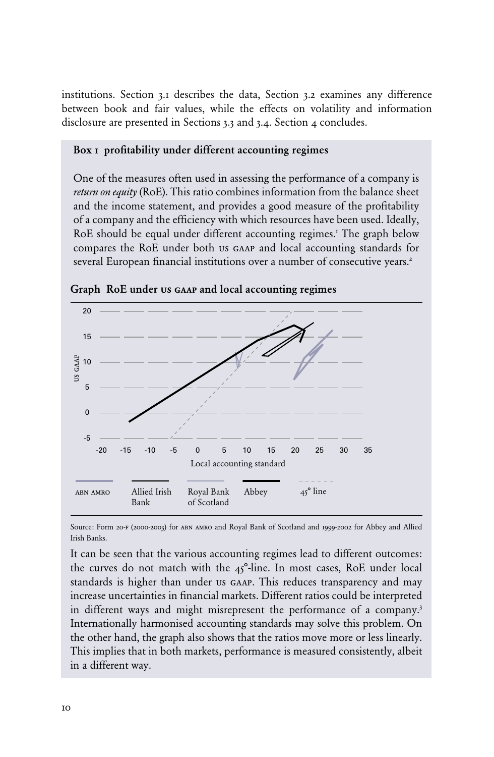institutions. Section 3.1 describes the data, Section 3.2 examines any difference between book and fair values, while the effects on volatility and information disclosure are presented in Sections 3.3 and 3.4. Section 4 concludes.

### Box 1 profitability under different accounting regimes

One of the measures often used in assessing the performance of a company is *return on equity* (RoE). This ratio combines information from the balance sheet and the income statement, and provides a good measure of the profitability of a company and the efficiency with which resources have been used. Ideally, RoE should be equal under different accounting regimes.[1] The graph below compares the RoE under both US GAAP and local accounting standards for several European financial institutions over a number of consecutive years.[2]

**Graph RoE under US GAAP and local accounting regimes**

Source: Form 20-F (2000-2003) for ABN AMRO and Royal Bank of Scotland and 1999-2002 for Abbey and Allied Irish Banks.

It can be seen that the various accounting regimes lead to different outcomes: the curves do not match with the 45°-line. In most cases, RoE under local standards is higher than under US GAAP. This reduces transparency and may increase uncertainties in financial markets. Different ratios could be interpreted in different ways and might misrepresent the performance of a company.[3] Internationally harmonised accounting standards may solve this problem. On the other hand, the graph also shows that the ratios move more or less linearly. This implies that in both markets, performance is measured consistently, albeit in a different way.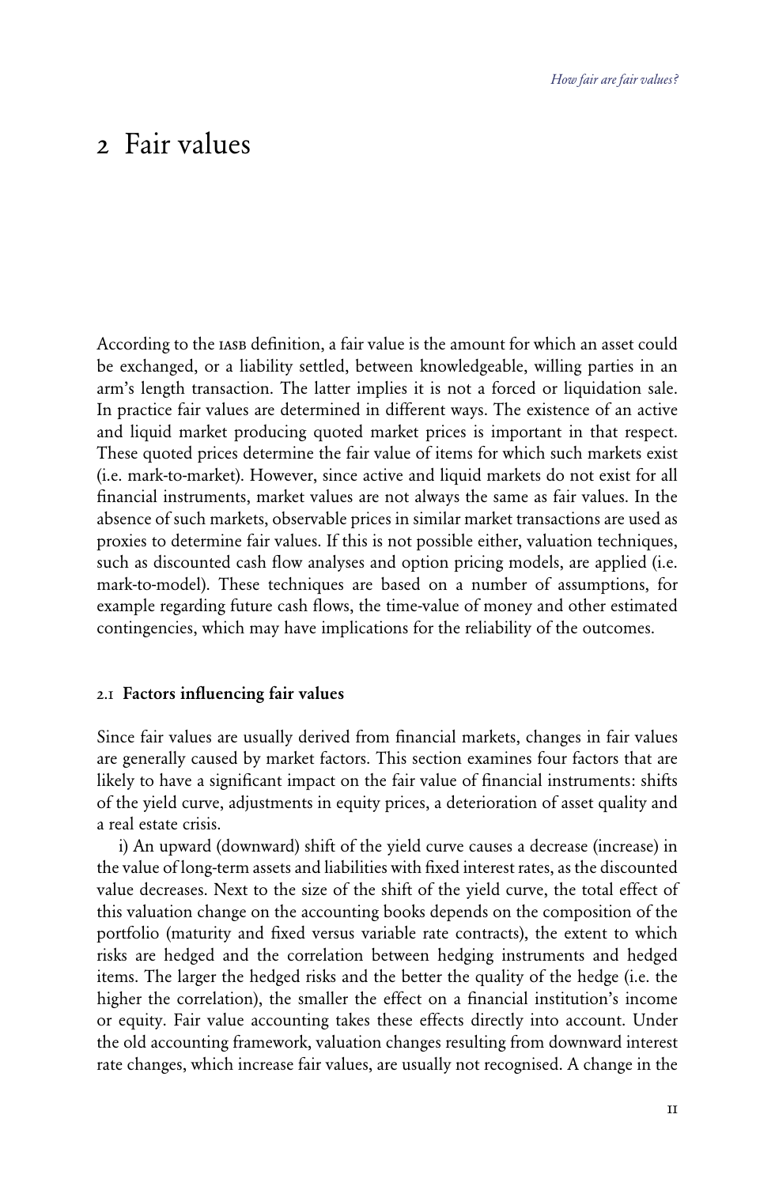# 2 Fair values

According to the IASB definition, a fair value is the amount for which an asset could be exchanged, or a liability settled, between knowledgeable, willing parties in an arm's length transaction. The latter implies it is not a forced or liquidation sale. In practice fair values are determined in different ways. The existence of an active and liquid market producing quoted market prices is important in that respect. These quoted prices determine the fair value of items for which such markets exist (i.e. mark-to-market). However, since active and liquid markets do not exist for all financial instruments, market values are not always the same as fair values. In the absence of such markets, observable prices in similar market transactions are used as proxies to determine fair values. If this is not possible either, valuation techniques, such as discounted cash flow analyses and option pricing models, are applied (i.e. mark-to-model). These techniques are based on a number of assumptions, for example regarding future cash flows, the time-value of money and other estimated contingencies, which may have implications for the reliability of the outcomes.

## 2.1 Factors influencing fair values

Since fair values are usually derived from financial markets, changes in fair values are generally caused by market factors. This section examines four factors that are likely to have a significant impact on the fair value of financial instruments: shifts of the yield curve, adjustments in equity prices, a deterioration of asset quality and a real estate crisis.

i) An upward (downward) shift of the yield curve causes a decrease (increase) in the value of long-term assets and liabilities with fixed interest rates, as the discounted value decreases. Next to the size of the shift of the yield curve, the total effect of this valuation change on the accounting books depends on the composition of the portfolio (maturity and fixed versus variable rate contracts), the extent to which risks are hedged and the correlation between hedging instruments and hedged items. The larger the hedged risks and the better the quality of the hedge (i.e. the higher the correlation), the smaller the effect on a financial institution's income or equity. Fair value accounting takes these effects directly into account. Under the old accounting framework, valuation changes resulting from downward interest rate changes, which increase fair values, are usually not recognised. A change in the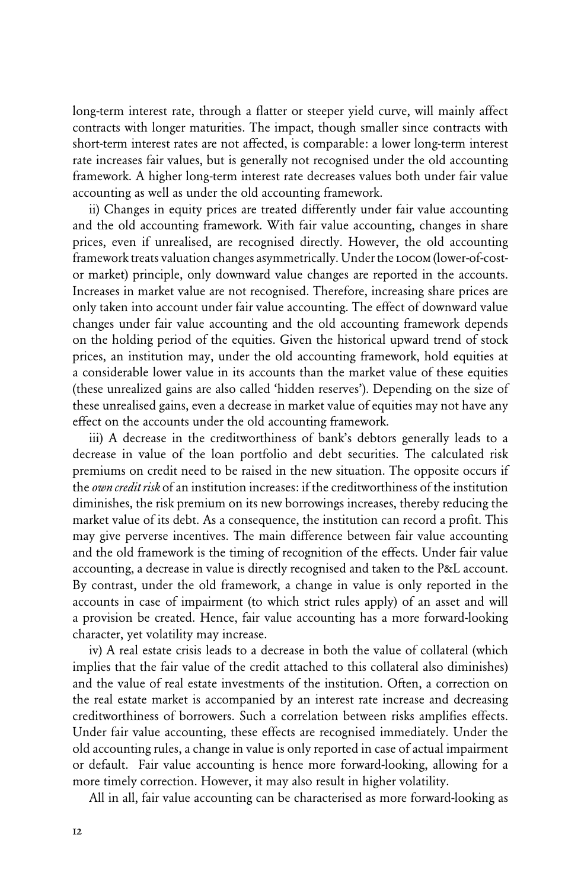long-term interest rate, through a flatter or steeper yield curve, will mainly affect contracts with longer maturities. The impact, though smaller since contracts with short-term interest rates are not affected, is comparable: a lower long-term interest rate increases fair values, but is generally not recognised under the old accounting framework. A higher long-term interest rate decreases values both under fair value accounting as well as under the old accounting framework.

ii) Changes in equity prices are treated differently under fair value accounting and the old accounting framework. With fair value accounting, changes in share prices, even if unrealised, are recognised directly. However, the old accounting framework treats valuation changes asymmetrically. Under the LOCOM (lower-of-cost-or market) principle, only downward value changes are reported in the accounts. Increases in market value are not recognised. Therefore, increasing share prices are only taken into account under fair value accounting. The effect of downward value changes under fair value accounting and the old accounting framework depends on the holding period of the equities. Given the historical upward trend of stock prices, an institution may, under the old accounting framework, hold equities at a considerable lower value in its accounts than the market value of these equities (these unrealized gains are also called 'hidden reserves'). Depending on the size of these unrealised gains, even a decrease in market value of equities may not have any effect on the accounts under the old accounting framework.

iii) A decrease in the creditworthiness of bank's debtors generally leads to a decrease in value of the loan portfolio and debt securities. The calculated risk premiums on credit need to be raised in the new situation. The opposite occurs if the *own credit risk* of an institution increases: if the creditworthiness of the institution diminishes, the risk premium on its new borrowings increases, thereby reducing the market value of its debt. As a consequence, the institution can record a profit. This may give perverse incentives. The main difference between fair value accounting and the old framework is the timing of recognition of the effects. Under fair value accounting, a decrease in value is directly recognised and taken to the P&L account. By contrast, under the old framework, a change in value is only reported in the accounts in case of impairment (to which strict rules apply) of an asset and will a provision be created. Hence, fair value accounting has a more forward-looking character, yet volatility may increase.

iv) A real estate crisis leads to a decrease in both the value of collateral (which implies that the fair value of the credit attached to this collateral also diminishes) and the value of real estate investments of the institution. Often, a correction on the real estate market is accompanied by an interest rate increase and decreasing creditworthiness of borrowers. Such a correlation between risks amplifies effects. Under fair value accounting, these effects are recognised immediately. Under the old accounting rules, a change in value is only reported in case of actual impairment or default. Fair value accounting is hence more forward-looking, allowing for a more timely correction. However, it may also result in higher volatility.

All in all, fair value accounting can be characterised as more forward-looking as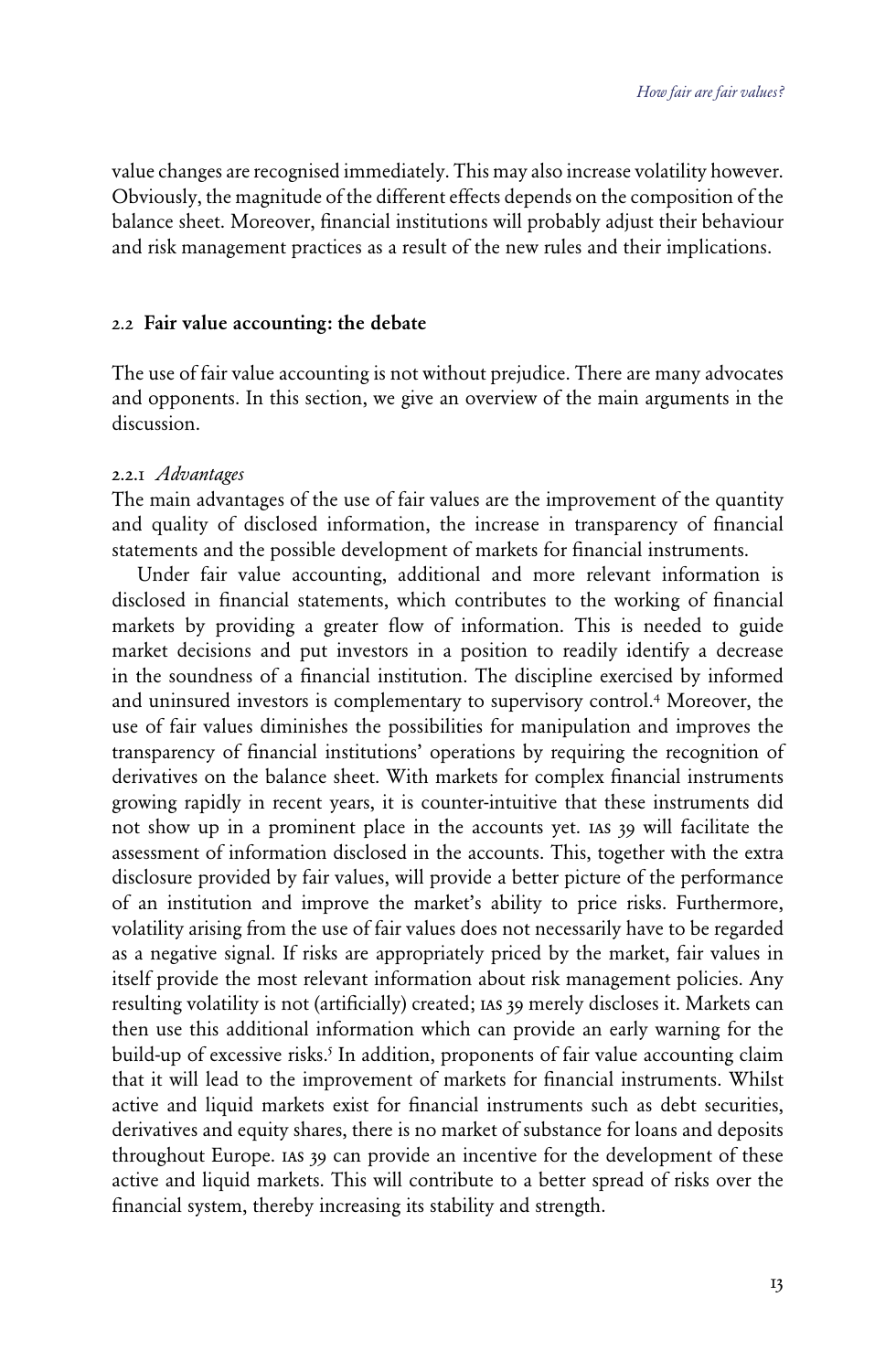value changes are recognised immediately. This may also increase volatility however. Obviously, the magnitude of the different effects depends on the composition of the balance sheet. Moreover, financial institutions will probably adjust their behaviour and risk management practices as a result of the new rules and their implications.

## 2.2 Fair value accounting: the debate

The use of fair value accounting is not without prejudice. There are many advocates and opponents. In this section, we give an overview of the main arguments in the discussion.

### 2.2.1 *Advantages*

The main advantages of the use of fair values are the improvement of the quantity and quality of disclosed information, the increase in transparency of financial statements and the possible development of markets for financial instruments.

Under fair value accounting, additional and more relevant information is disclosed in financial statements, which contributes to the working of financial markets by providing a greater flow of information. This is needed to guide market decisions and put investors in a position to readily identify a decrease in the soundness of a financial institution. The discipline exercised by informed and uninsured investors is complementary to supervisory control.[4] Moreover, the use of fair values diminishes the possibilities for manipulation and improves the transparency of financial institutions' operations by requiring the recognition of derivatives on the balance sheet. With markets for complex financial instruments growing rapidly in recent years, it is counter-intuitive that these instruments did not show up in a prominent place in the accounts yet. IAS 39 will facilitate the assessment of information disclosed in the accounts. This, together with the extra disclosure provided by fair values, will provide a better picture of the performance of an institution and improve the market's ability to price risks. Furthermore, volatility arising from the use of fair values does not necessarily have to be regarded as a negative signal. If risks are appropriately priced by the market, fair values in itself provide the most relevant information about risk management policies. Any resulting volatility is not (artificially) created; IAS 39 merely discloses it. Markets can then use this additional information which can provide an early warning for the build-up of excessive risks.[5] In addition, proponents of fair value accounting claim that it will lead to the improvement of markets for financial instruments. Whilst active and liquid markets exist for financial instruments such as debt securities, derivatives and equity shares, there is no market of substance for loans and deposits throughout Europe. IAS 39 can provide an incentive for the development of these active and liquid markets. This will contribute to a better spread of risks over the financial system, thereby increasing its stability and strength.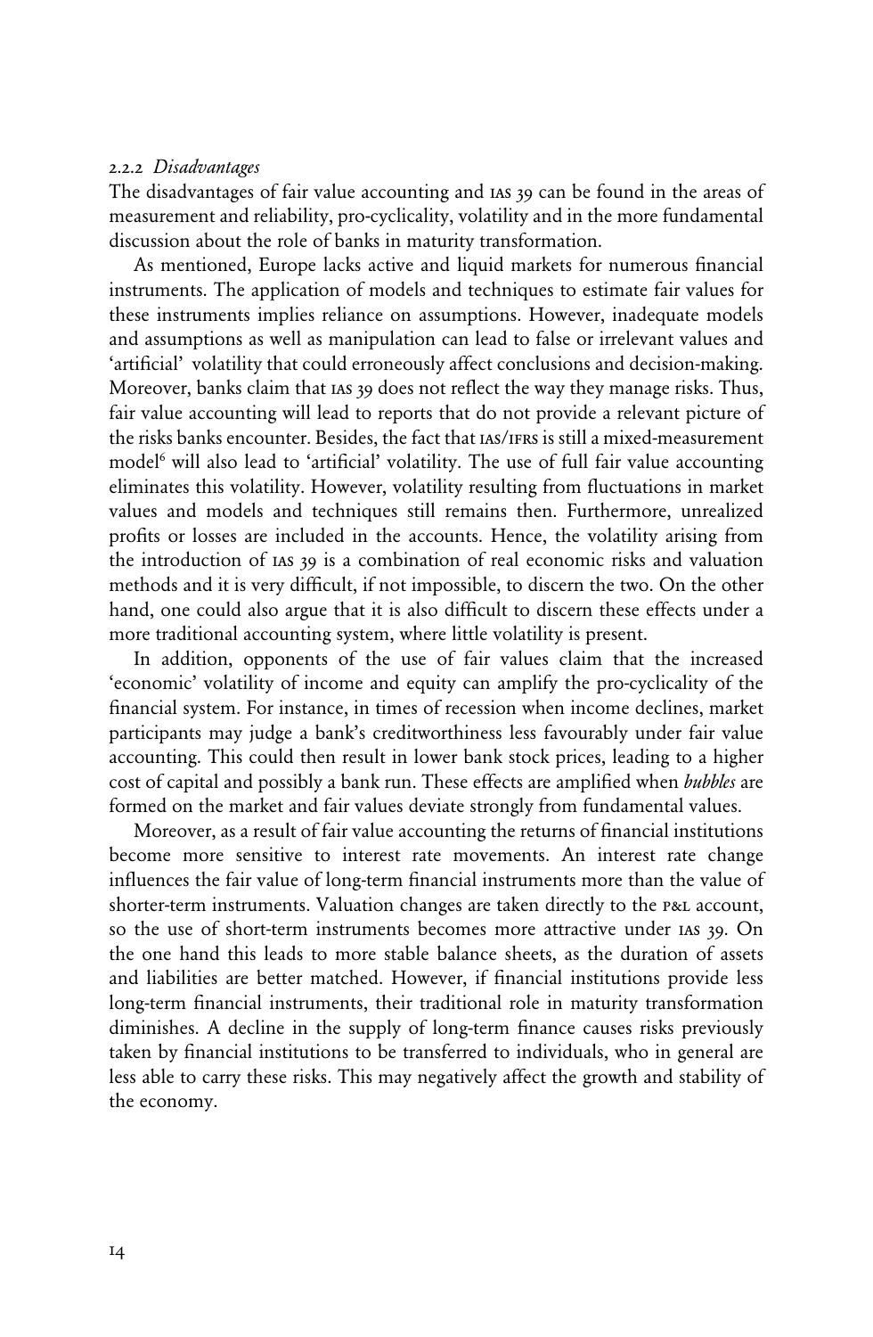### 2.2.2 *Disadvantages*

The disadvantages of fair value accounting and IAS 39 can be found in the areas of measurement and reliability, pro-cyclicality, volatility and in the more fundamental discussion about the role of banks in maturity transformation.

As mentioned, Europe lacks active and liquid markets for numerous financial instruments. The application of models and techniques to estimate fair values for these instruments implies reliance on assumptions. However, inadequate models and assumptions as well as manipulation can lead to false or irrelevant values and 'artificial' volatility that could erroneously affect conclusions and decision-making. Moreover, banks claim that IAS 39 does not reflect the way they manage risks. Thus, fair value accounting will lead to reports that do not provide a relevant picture of the risks banks encounter. Besides, the fact that IAS/IFRS is still a mixed-measurement model[6] will also lead to 'artificial' volatility. The use of full fair value accounting eliminates this volatility. However, volatility resulting from fluctuations in market values and models and techniques still remains then. Furthermore, unrealized profits or losses are included in the accounts. Hence, the volatility arising from the introduction of IAS 39 is a combination of real economic risks and valuation methods and it is very difficult, if not impossible, to discern the two. On the other hand, one could also argue that it is also difficult to discern these effects under a more traditional accounting system, where little volatility is present.

In addition, opponents of the use of fair values claim that the increased 'economic' volatility of income and equity can amplify the pro-cyclicality of the financial system. For instance, in times of recession when income declines, market participants may judge a bank's creditworthiness less favourably under fair value accounting. This could then result in lower bank stock prices, leading to a higher cost of capital and possibly a bank run. These effects are amplified when *bubbles* are formed on the market and fair values deviate strongly from fundamental values.

Moreover, as a result of fair value accounting the returns of financial institutions become more sensitive to interest rate movements. An interest rate change influences the fair value of long-term financial instruments more than the value of shorter-term instruments. Valuation changes are taken directly to the P&L account, so the use of short-term instruments becomes more attractive under IAS 39. On the one hand this leads to more stable balance sheets, as the duration of assets and liabilities are better matched. However, if financial institutions provide less long-term financial instruments, their traditional role in maturity transformation diminishes. A decline in the supply of long-term finance causes risks previously taken by financial institutions to be transferred to individuals, who in general are less able to carry these risks. This may negatively affect the growth and stability of the economy.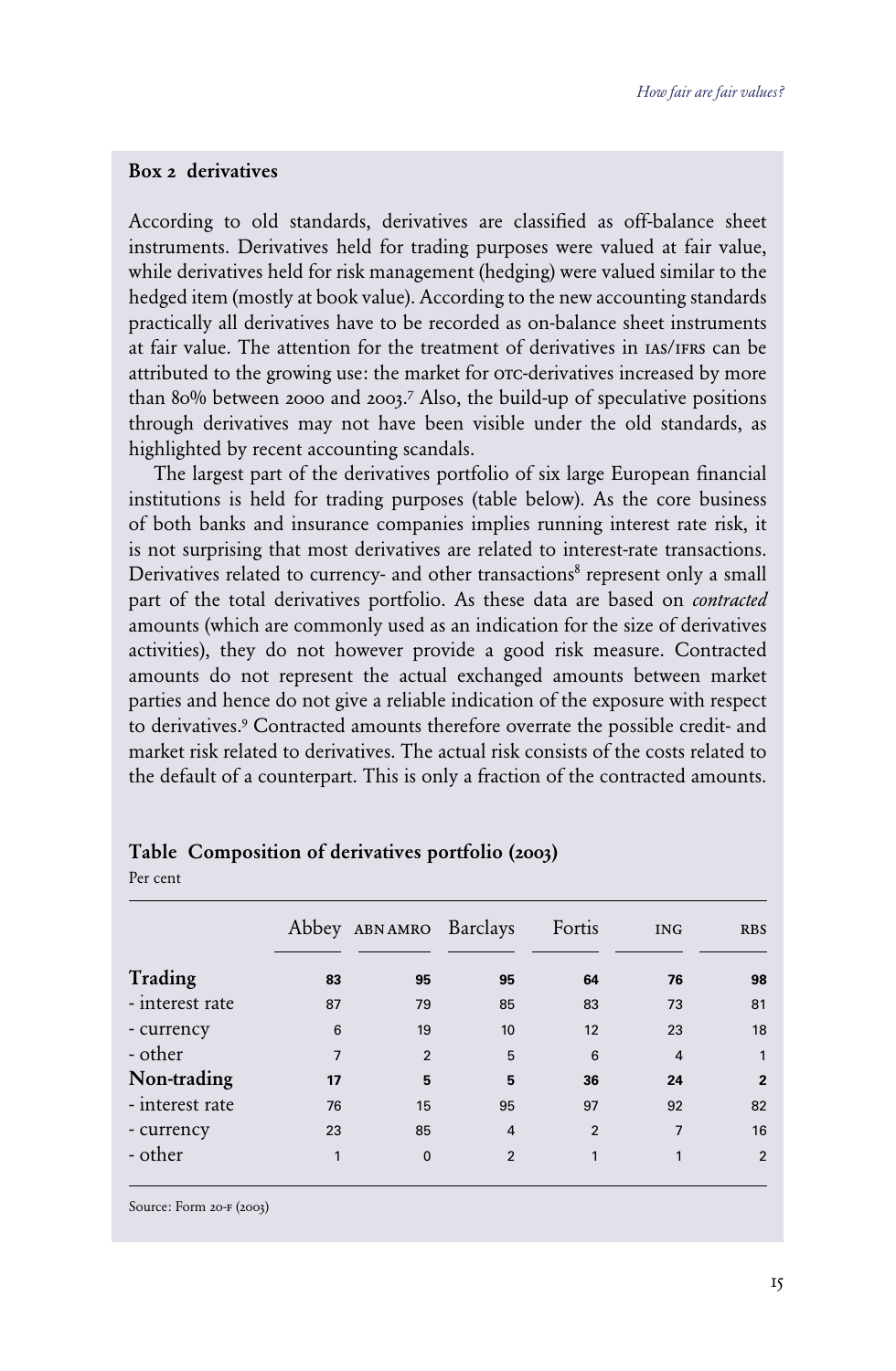### Box 2 derivatives

According to old standards, derivatives are classified as off-balance sheet instruments. Derivatives held for trading purposes were valued at fair value, while derivatives held for risk management (hedging) were valued similar to the hedged item (mostly at book value). According to the new accounting standards practically all derivatives have to be recorded as on-balance sheet instruments at fair value. The attention for the treatment of derivatives in IAS/IFRS can be attributed to the growing use: the market for OTC-derivatives increased by more than 80% between 2000 and 2003.[7] Also, the build-up of speculative positions through derivatives may not have been visible under the old standards, as highlighted by recent accounting scandals.

The largest part of the derivatives portfolio of six large European financial institutions is held for trading purposes (table below). As the core business of both banks and insurance companies implies running interest rate risk, it is not surprising that most derivatives are related to interest-rate transactions. Derivatives related to currency- and other transactions[8] represent only a small part of the total derivatives portfolio. As these data are based on *contracted* amounts (which are commonly used as an indication for the size of derivatives activities), they do not however provide a good risk measure. Contracted amounts do not represent the actual exchanged amounts between market parties and hence do not give a reliable indication of the exposure with respect to derivatives.[9] Contracted amounts therefore overrate the possible credit- and market risk related to derivatives. The actual risk consists of the costs related to the default of a counterpart. This is only a fraction of the contracted amounts.

**Table Composition of derivatives portfolio (2003)**

Per cent

| | Abbey | ABN AMRO | Barclays | Fortis | ING | RBS |
|---|---|---|---|---|---|---|
| **Trading** | **83** | **95** | **95** | **64** | **76** | **98** |
| - interest rate | 87 | 79 | 85 | 83 | 73 | 81 |
| - currency | 6 | 19 | 10 | 12 | 23 | 18 |
| - other | 7 | 2 | 5 | 6 | 4 | 1 |
| **Non-trading** | **17** | **5** | **5** | **36** | **24** | **2** |
| - interest rate | 76 | 15 | 95 | 97 | 92 | 82 |
| - currency | 23 | 85 | 4 | 2 | 7 | 16 |
| - other | 1 | 0 | 2 | 1 | 1 | 2 |

Source: Form 20-F (2003)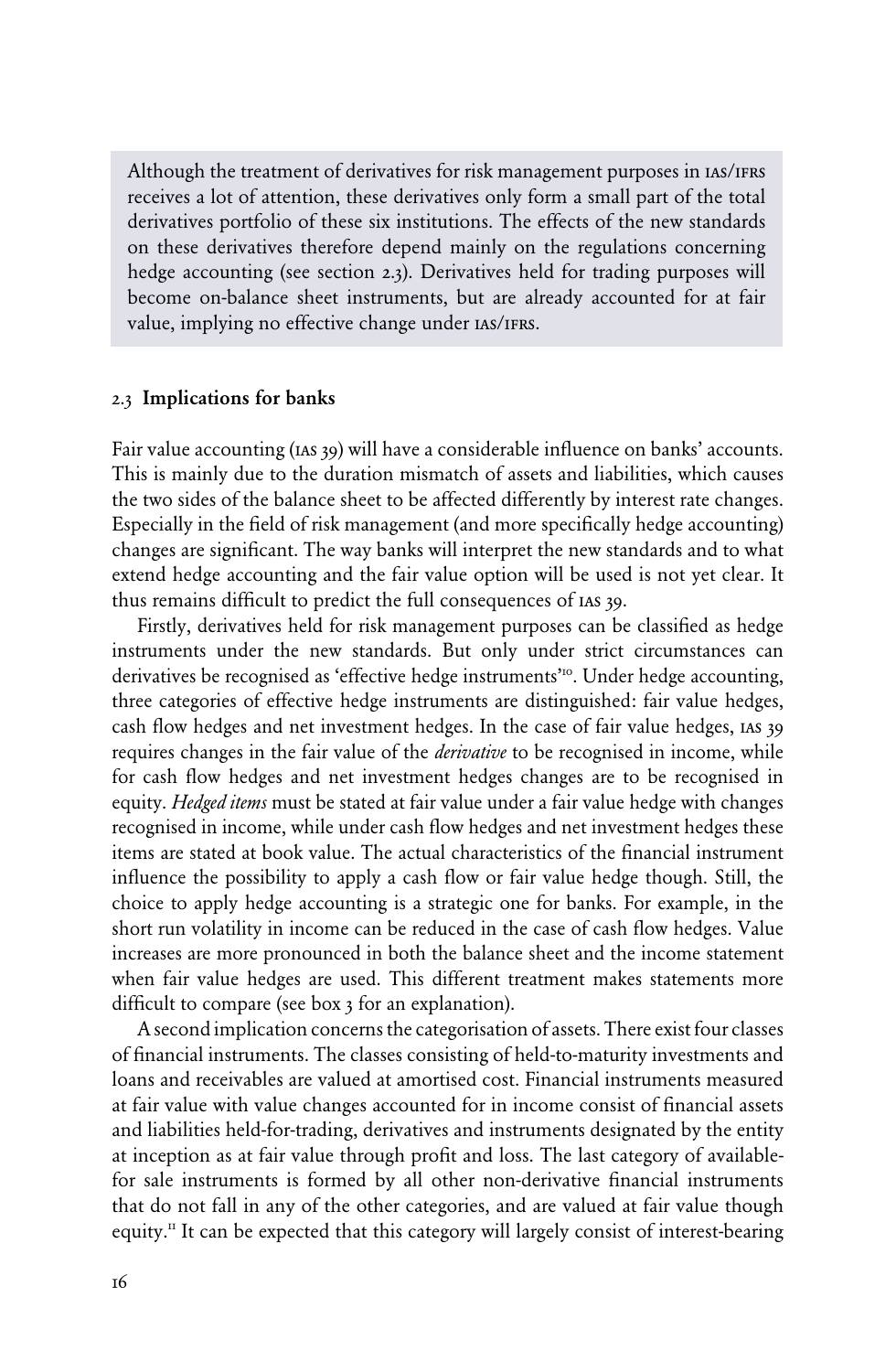Although the treatment of derivatives for risk management purposes in IAS/IFRS receives a lot of attention, these derivatives only form a small part of the total derivatives portfolio of these six institutions. The effects of the new standards on these derivatives therefore depend mainly on the regulations concerning hedge accounting (see section 2.3). Derivatives held for trading purposes will become on-balance sheet instruments, but are already accounted for at fair value, implying no effective change under IAS/IFRS.

### 2.3 Implications for banks

Fair value accounting (IAS 39) will have a considerable influence on banks' accounts. This is mainly due to the duration mismatch of assets and liabilities, which causes the two sides of the balance sheet to be affected differently by interest rate changes. Especially in the field of risk management (and more specifically hedge accounting) changes are significant. The way banks will interpret the new standards and to what extend hedge accounting and the fair value option will be used is not yet clear. It thus remains difficult to predict the full consequences of IAS 39.

Firstly, derivatives held for risk management purposes can be classified as hedge instruments under the new standards. But only under strict circumstances can derivatives be recognised as 'effective hedge instruments'[10]. Under hedge accounting, three categories of effective hedge instruments are distinguished: fair value hedges, cash flow hedges and net investment hedges. In the case of fair value hedges, IAS 39 requires changes in the fair value of the *derivative* to be recognised in income, while for cash flow hedges and net investment hedges changes are to be recognised in equity. *Hedged items* must be stated at fair value under a fair value hedge with changes recognised in income, while under cash flow hedges and net investment hedges these items are stated at book value. The actual characteristics of the financial instrument influence the possibility to apply a cash flow or fair value hedge though. Still, the choice to apply hedge accounting is a strategic one for banks. For example, in the short run volatility in income can be reduced in the case of cash flow hedges. Value increases are more pronounced in both the balance sheet and the income statement when fair value hedges are used. This different treatment makes statements more difficult to compare (see box 3 for an explanation).

A second implication concerns the categorisation of assets. There exist four classes of financial instruments. The classes consisting of held-to-maturity investments and loans and receivables are valued at amortised cost. Financial instruments measured at fair value with value changes accounted for in income consist of financial assets and liabilities held-for-trading, derivatives and instruments designated by the entity at inception as at fair value through profit and loss. The last category of available-for sale instruments is formed by all other non-derivative financial instruments that do not fall in any of the other categories, and are valued at fair value though equity.[11] It can be expected that this category will largely consist of interest-bearing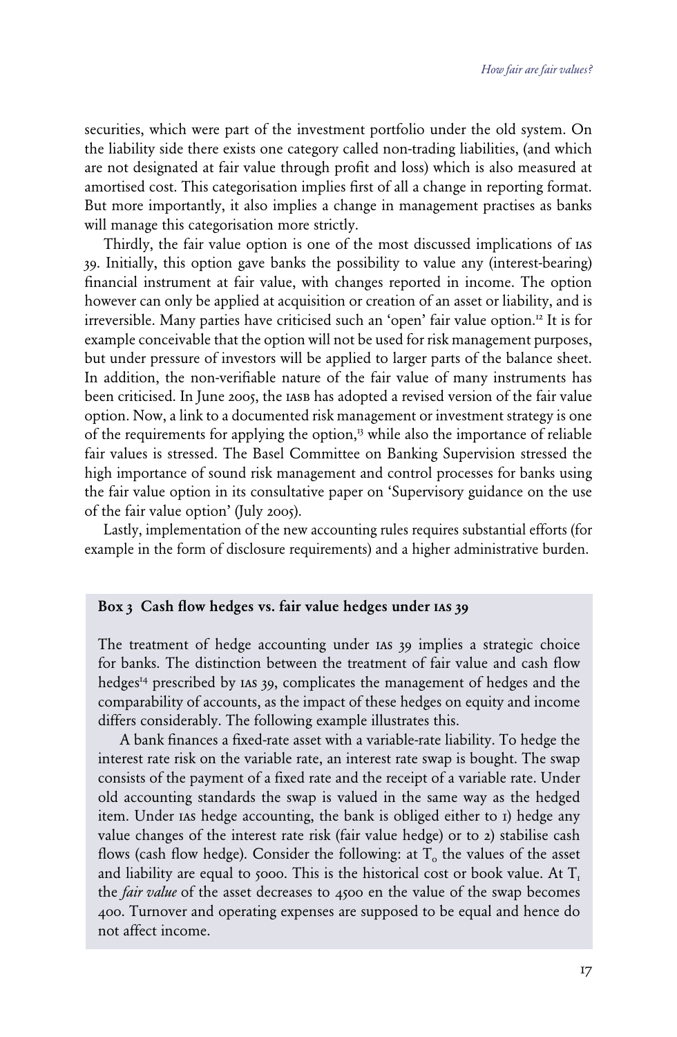securities, which were part of the investment portfolio under the old system. On the liability side there exists one category called non-trading liabilities, (and which are not designated at fair value through profit and loss) which is also measured at amortised cost. This categorisation implies first of all a change in reporting format. But more importantly, it also implies a change in management practises as banks will manage this categorisation more strictly.

Thirdly, the fair value option is one of the most discussed implications of IAS 39. Initially, this option gave banks the possibility to value any (interest-bearing) financial instrument at fair value, with changes reported in income. The option however can only be applied at acquisition or creation of an asset or liability, and is irreversible. Many parties have criticised such an 'open' fair value option.[12] It is for example conceivable that the option will not be used for risk management purposes, but under pressure of investors will be applied to larger parts of the balance sheet. In addition, the non-verifiable nature of the fair value of many instruments has been criticised. In June 2005, the IASB has adopted a revised version of the fair value option. Now, a link to a documented risk management or investment strategy is one of the requirements for applying the option,[13] while also the importance of reliable fair values is stressed. The Basel Committee on Banking Supervision stressed the high importance of sound risk management and control processes for banks using the fair value option in its consultative paper on 'Supervisory guidance on the use of the fair value option' (July 2005).

Lastly, implementation of the new accounting rules requires substantial efforts (for example in the form of disclosure requirements) and a higher administrative burden.

**Box 3 Cash flow hedges vs. fair value hedges under IAS 39**

The treatment of hedge accounting under IAS 39 implies a strategic choice for banks. The distinction between the treatment of fair value and cash flow hedges[14] prescribed by IAS 39, complicates the management of hedges and the comparability of accounts, as the impact of these hedges on equity and income differs considerably. The following example illustrates this.

A bank finances a fixed-rate asset with a variable-rate liability. To hedge the interest rate risk on the variable rate, an interest rate swap is bought. The swap consists of the payment of a fixed rate and the receipt of a variable rate. Under old accounting standards the swap is valued in the same way as the hedged item. Under IAS hedge accounting, the bank is obliged either to 1) hedge any value changes of the interest rate risk (fair value hedge) or to 2) stabilise cash flows (cash flow hedge). Consider the following: at $T_0$ the values of the asset and liability are equal to 5000. This is the historical cost or book value. At $T_1$ the *fair value* of the asset decreases to 4500 en the value of the swap becomes 400. Turnover and operating expenses are supposed to be equal and hence do not affect income.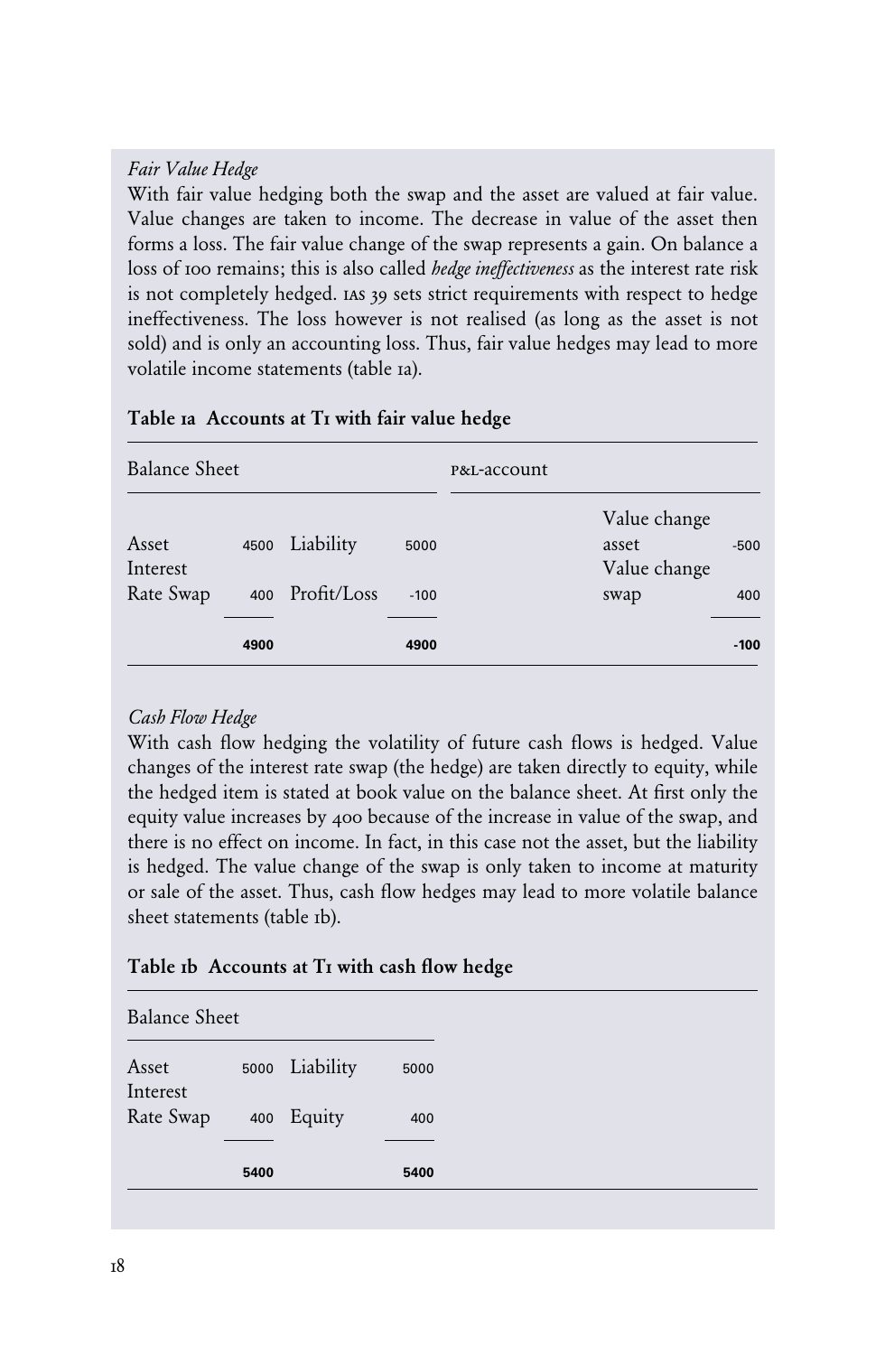*Fair Value Hedge*

With fair value hedging both the swap and the asset are valued at fair value. Value changes are taken to income. The decrease in value of the asset then forms a loss. The fair value change of the swap represents a gain. On balance a loss of 100 remains; this is also called *hedge ineffectiveness* as the interest rate risk is not completely hedged. IAS 39 sets strict requirements with respect to hedge ineffectiveness. The loss however is not realised (as long as the asset is not sold) and is only an accounting loss. Thus, fair value hedges may lead to more volatile income statements (table 1a).

**Table 1a Accounts at T1 with fair value hedge**

| Balance Sheet | | | | P&L-account | |
|---|---|---|---|---|---|
| Asset | 4500 | Liability | 5000 | Value change asset | -500 |
| Interest Rate Swap | 400 | Profit/Loss | -100 | Value change swap | 400 |
| | **4900** | | **4900** | | **-100** |

*Cash Flow Hedge*

With cash flow hedging the volatility of future cash flows is hedged. Value changes of the interest rate swap (the hedge) are taken directly to equity, while the hedged item is stated at book value on the balance sheet. At first only the equity value increases by 400 because of the increase in value of the swap, and there is no effect on income. In fact, in this case not the asset, but the liability is hedged. The value change of the swap is only taken to income at maturity or sale of the asset. Thus, cash flow hedges may lead to more volatile balance sheet statements (table 1b).

**Table 1b Accounts at T1 with cash flow hedge**

| Balance Sheet | | | |
|---|---|---|---|
| Asset | 5000 | Liability | 5000 |
| Interest Rate Swap | 400 | Equity | 400 |
| | **5400** | | **5400** |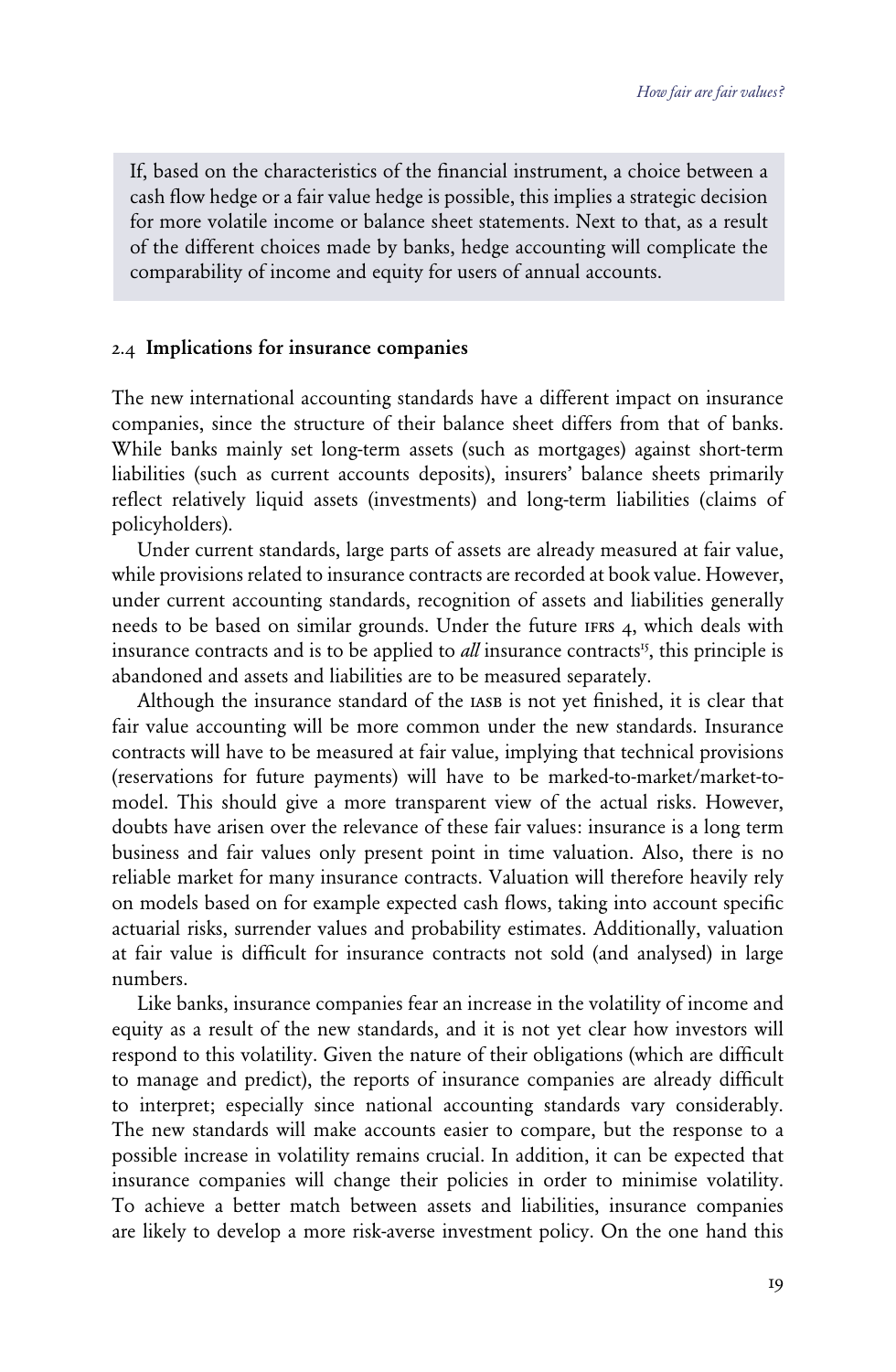If, based on the characteristics of the financial instrument, a choice between a cash flow hedge or a fair value hedge is possible, this implies a strategic decision for more volatile income or balance sheet statements. Next to that, as a result of the different choices made by banks, hedge accounting will complicate the comparability of income and equity for users of annual accounts.

## 2.4 Implications for insurance companies

The new international accounting standards have a different impact on insurance companies, since the structure of their balance sheet differs from that of banks. While banks mainly set long-term assets (such as mortgages) against short-term liabilities (such as current accounts deposits), insurers' balance sheets primarily reflect relatively liquid assets (investments) and long-term liabilities (claims of policyholders).

Under current standards, large parts of assets are already measured at fair value, while provisions related to insurance contracts are recorded at book value. However, under current accounting standards, recognition of assets and liabilities generally needs to be based on similar grounds. Under the future IFRS 4, which deals with insurance contracts and is to be applied to *all* insurance contracts[15], this principle is abandoned and assets and liabilities are to be measured separately.

Although the insurance standard of the IASB is not yet finished, it is clear that fair value accounting will be more common under the new standards. Insurance contracts will have to be measured at fair value, implying that technical provisions (reservations for future payments) will have to be marked-to-market/market-to-model. This should give a more transparent view of the actual risks. However, doubts have arisen over the relevance of these fair values: insurance is a long term business and fair values only present point in time valuation. Also, there is no reliable market for many insurance contracts. Valuation will therefore heavily rely on models based on for example expected cash flows, taking into account specific actuarial risks, surrender values and probability estimates. Additionally, valuation at fair value is difficult for insurance contracts not sold (and analysed) in large numbers.

Like banks, insurance companies fear an increase in the volatility of income and equity as a result of the new standards, and it is not yet clear how investors will respond to this volatility. Given the nature of their obligations (which are difficult to manage and predict), the reports of insurance companies are already difficult to interpret; especially since national accounting standards vary considerably. The new standards will make accounts easier to compare, but the response to a possible increase in volatility remains crucial. In addition, it can be expected that insurance companies will change their policies in order to minimise volatility. To achieve a better match between assets and liabilities, insurance companies are likely to develop a more risk-averse investment policy. On the one hand this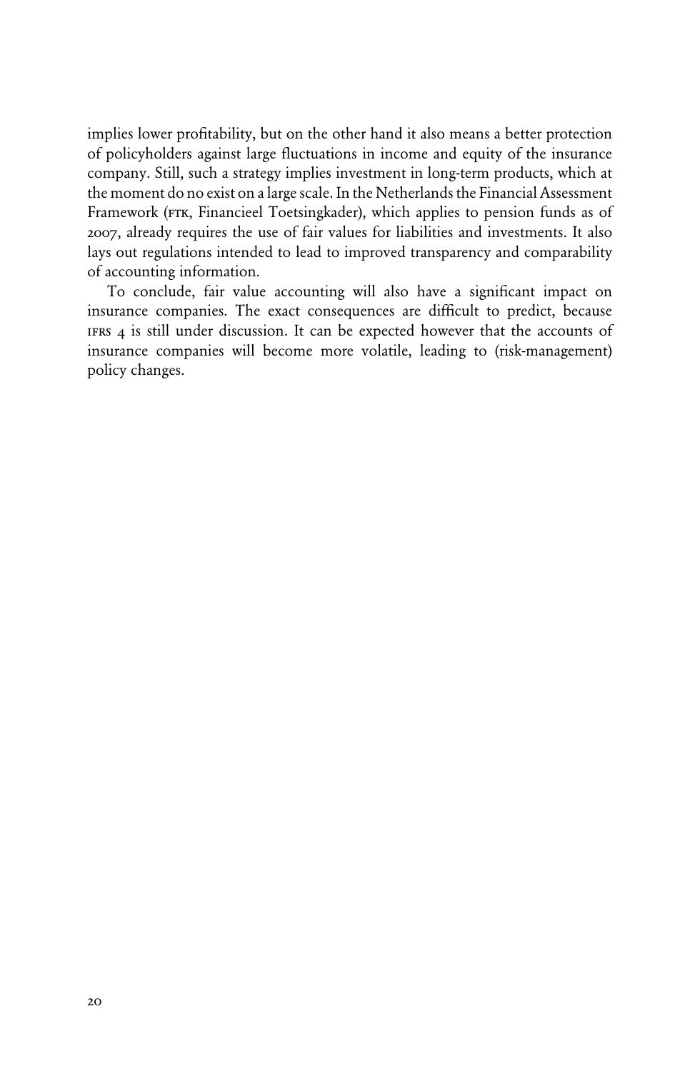implies lower profitability, but on the other hand it also means a better protection of policyholders against large fluctuations in income and equity of the insurance company. Still, such a strategy implies investment in long-term products, which at the moment do no exist on a large scale. In the Netherlands the Financial Assessment Framework (FTK, Financieel Toetsingkader), which applies to pension funds as of 2007, already requires the use of fair values for liabilities and investments. It also lays out regulations intended to lead to improved transparency and comparability of accounting information.

To conclude, fair value accounting will also have a significant impact on insurance companies. The exact consequences are difficult to predict, because IFRS 4 is still under discussion. It can be expected however that the accounts of insurance companies will become more volatile, leading to (risk-management) policy changes.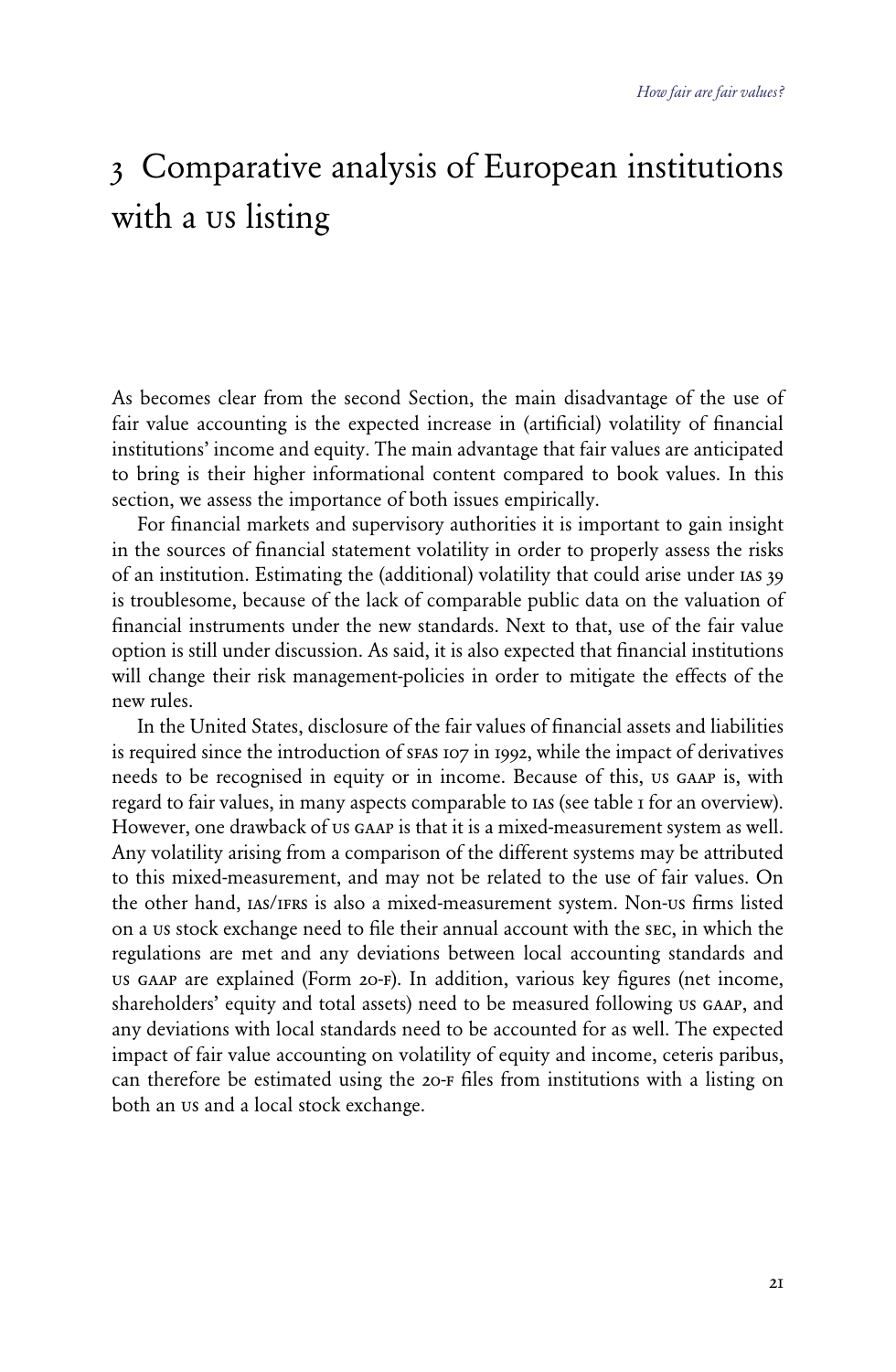# 3 Comparative analysis of European institutions with a US listing

As becomes clear from the second Section, the main disadvantage of the use of fair value accounting is the expected increase in (artificial) volatility of financial institutions' income and equity. The main advantage that fair values are anticipated to bring is their higher informational content compared to book values. In this section, we assess the importance of both issues empirically.

For financial markets and supervisory authorities it is important to gain insight in the sources of financial statement volatility in order to properly assess the risks of an institution. Estimating the (additional) volatility that could arise under IAS 39 is troublesome, because of the lack of comparable public data on the valuation of financial instruments under the new standards. Next to that, use of the fair value option is still under discussion. As said, it is also expected that financial institutions will change their risk management-policies in order to mitigate the effects of the new rules.

In the United States, disclosure of the fair values of financial assets and liabilities is required since the introduction of SFAS 107 in 1992, while the impact of derivatives needs to be recognised in equity or in income. Because of this, US GAAP is, with regard to fair values, in many aspects comparable to IAS (see table 1 for an overview). However, one drawback of US GAAP is that it is a mixed-measurement system as well. Any volatility arising from a comparison of the different systems may be attributed to this mixed-measurement, and may not be related to the use of fair values. On the other hand, IAS/IFRS is also a mixed-measurement system. Non-US firms listed on a US stock exchange need to file their annual account with the SEC, in which the regulations are met and any deviations between local accounting standards and US GAAP are explained (Form 20-F). In addition, various key figures (net income, shareholders' equity and total assets) need to be measured following US GAAP, and any deviations with local standards need to be accounted for as well. The expected impact of fair value accounting on volatility of equity and income, ceteris paribus, can therefore be estimated using the 20-F files from institutions with a listing on both an US and a local stock exchange.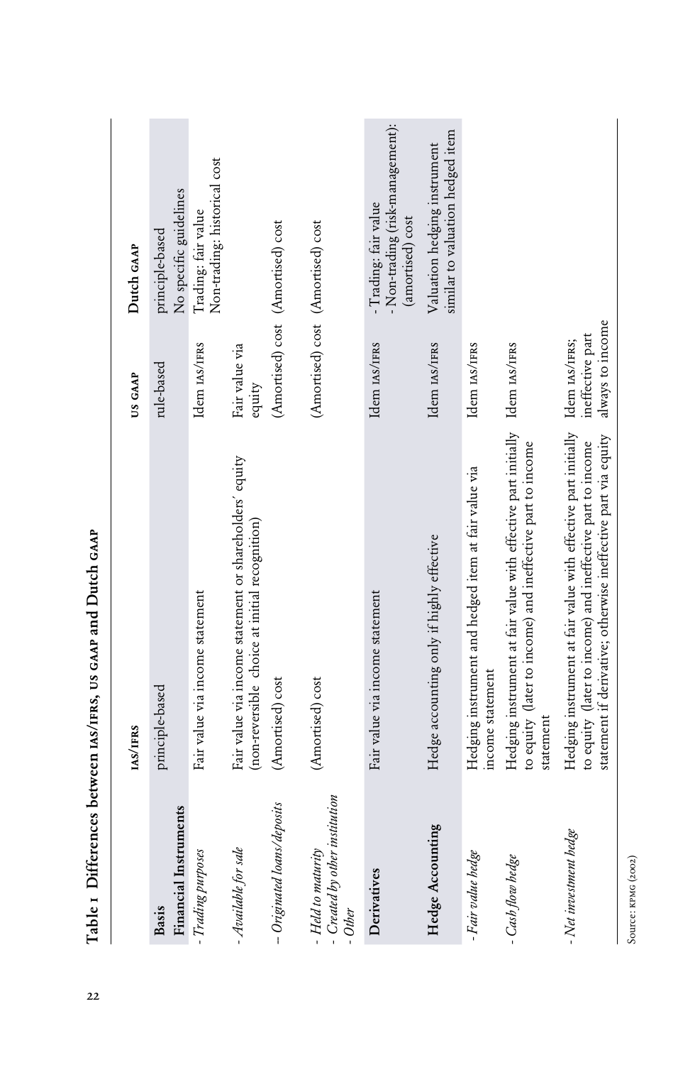**Table 1 Differences between IAS/IFRS, US GAAP and Dutch GAAP**

| | IAS/IFRS | US GAAP | Dutch GAAP |
|---|---|---|---|
| **Basis** | principle-based | rule-based | principle-based |
| **Financial Instruments** | | | No specific guidelines |
| - *Trading purposes* | Fair value via income statement | Idem IAS/IFRS | Trading: fair value<br>Non-trading: historical cost |
| - *Available for sale* | Fair value via income statement or shareholders' equity (non-reversible choice at initial recognition) | Fair value via equity | |
| – *Originated loans/deposits* | (Amortised) cost | (Amortised) cost | (Amortised) cost |
| - *Held to maturity*<br>- *Created by other institution*<br>- *Other* | (Amortised) cost | (Amortised) cost | (Amortised) cost |
| **Derivatives** | Fair value via income statement | Idem IAS/IFRS | - Trading: fair value<br>- Non-trading (risk-management): (amortised) cost |
| **Hedge Accounting** | Hedge accounting only if highly effective | Idem IAS/IFRS | Valuation hedging instrument similar to valuation hedged item |
| - *Fair value hedge* | Hedging instrument and hedged item at fair value via income statement | Idem IAS/IFRS | |
| - *Cash flow hedge* | Hedging instrument at fair value with effective part initially to equity (later to income) and ineffective part to income statement | Idem IAS/IFRS | |
| - *Net investment hedge* | Hedging instrument at fair value with effective part initially to equity (later to income) and ineffective part to income statement if derivative; otherwise ineffective part via equity | Idem IAS/IFRS; ineffective part always to income | |

Source: KPMG (2002)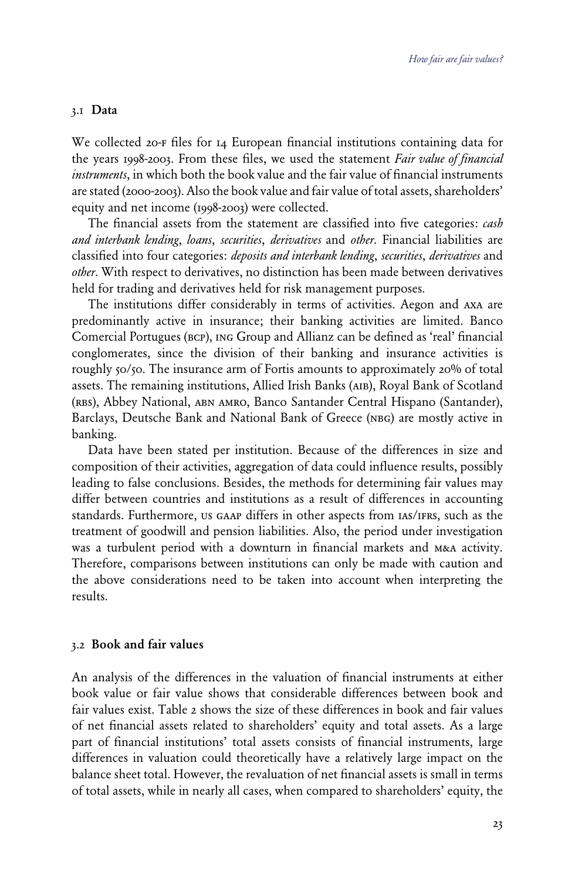### 3.1 Data

We collected 20-F files for 14 European financial institutions containing data for the years 1998-2003. From these files, we used the statement *Fair value of financial instruments*, in which both the book value and the fair value of financial instruments are stated (2000-2003). Also the book value and fair value of total assets, shareholders' equity and net income (1998-2003) were collected.

The financial assets from the statement are classified into five categories: *cash and interbank lending*, *loans*, *securities*, *derivatives* and *other*. Financial liabilities are classified into four categories: *deposits and interbank lending*, *securities*, *derivatives* and *other*. With respect to derivatives, no distinction has been made between derivatives held for trading and derivatives held for risk management purposes.

The institutions differ considerably in terms of activities. Aegon and AXA are predominantly active in insurance; their banking activities are limited. Banco Comercial Portugues (BCP), ING Group and Allianz can be defined as 'real' financial conglomerates, since the division of their banking and insurance activities is roughly 50/50. The insurance arm of Fortis amounts to approximately 20% of total assets. The remaining institutions, Allied Irish Banks (AIB), Royal Bank of Scotland (RBS), Abbey National, ABN AMRO, Banco Santander Central Hispano (Santander), Barclays, Deutsche Bank and National Bank of Greece (NBG) are mostly active in banking.

Data have been stated per institution. Because of the differences in size and composition of their activities, aggregation of data could influence results, possibly leading to false conclusions. Besides, the methods for determining fair values may differ between countries and institutions as a result of differences in accounting standards. Furthermore, US GAAP differs in other aspects from IAS/IFRS, such as the treatment of goodwill and pension liabilities. Also, the period under investigation was a turbulent period with a downturn in financial markets and M&A activity. Therefore, comparisons between institutions can only be made with caution and the above considerations need to be taken into account when interpreting the results.

### 3.2 Book and fair values

An analysis of the differences in the valuation of financial instruments at either book value or fair value shows that considerable differences between book and fair values exist. Table 2 shows the size of these differences in book and fair values of net financial assets related to shareholders' equity and total assets. As a large part of financial institutions' total assets consists of financial instruments, large differences in valuation could theoretically have a relatively large impact on the balance sheet total. However, the revaluation of net financial assets is small in terms of total assets, while in nearly all cases, when compared to shareholders' equity, the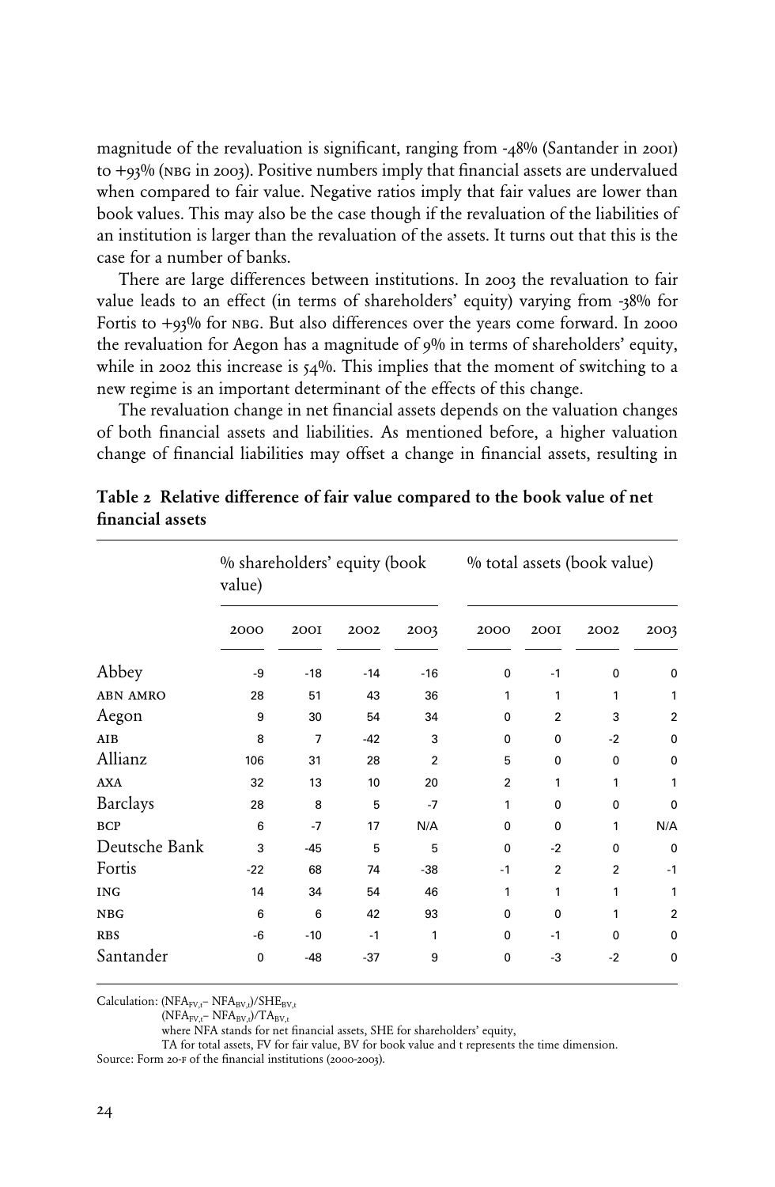magnitude of the revaluation is significant, ranging from -48% (Santander in 2001) to +93% (NBG in 2003). Positive numbers imply that financial assets are undervalued when compared to fair value. Negative ratios imply that fair values are lower than book values. This may also be the case though if the revaluation of the liabilities of an institution is larger than the revaluation of the assets. It turns out that this is the case for a number of banks.

There are large differences between institutions. In 2003 the revaluation to fair value leads to an effect (in terms of shareholders' equity) varying from -38% for Fortis to +93% for NBG. But also differences over the years come forward. In 2000 the revaluation for Aegon has a magnitude of 9% in terms of shareholders' equity, while in 2002 this increase is 54%. This implies that the moment of switching to a new regime is an important determinant of the effects of this change.

The revaluation change in net financial assets depends on the valuation changes of both financial assets and liabilities. As mentioned before, a higher valuation change of financial liabilities may offset a change in financial assets, resulting in

**Table 2 Relative difference of fair value compared to the book value of net financial assets**

| | % shareholders' equity (book value) | | | | % total assets (book value) | | | |
|---|---|---|---|---|---|---|---|---|
| | 2000 | 2001 | 2002 | 2003 | 2000 | 2001 | 2002 | 2003 |
| Abbey | -9 | -18 | -14 | -16 | 0 | -1 | 0 | 0 |
| ABN AMRO | 28 | 51 | 43 | 36 | 1 | 1 | 1 | 1 |
| Aegon | 9 | 30 | 54 | 34 | 0 | 2 | 3 | 2 |
| AIB | 8 | 7 | -42 | 3 | 0 | 0 | -2 | 0 |
| Allianz | 106 | 31 | 28 | 2 | 5 | 0 | 0 | 0 |
| AXA | 32 | 13 | 10 | 20 | 2 | 1 | 1 | 1 |
| Barclays | 28 | 8 | 5 | -7 | 1 | 0 | 0 | 0 |
| BCP | 6 | -7 | 17 | N/A | 0 | 0 | 1 | N/A |
| Deutsche Bank | 3 | -45 | 5 | 5 | 0 | -2 | 0 | 0 |
| Fortis | -22 | 68 | 74 | -38 | -1 | 2 | 2 | -1 |
| ING | 14 | 34 | 54 | 46 | 1 | 1 | 1 | 1 |
| NBG | 6 | 6 | 42 | 93 | 0 | 0 | 1 | 2 |
| RBS | -6 | -10 | -1 | 1 | 0 | -1 | 0 | 0 |
| Santander | 0 | -48 | -37 | 9 | 0 | -3 | -2 | 0 |

Calculation: $(NFA_{FV,t} - NFA_{BV,t})/SHE_{BV,t}$
$(NFA_{FV,t} - NFA_{BV,t})/TA_{BV,t}$
where NFA stands for net financial assets, SHE for shareholders' equity,
TA for total assets, FV for fair value, BV for book value and t represents the time dimension.
Source: Form 20-F of the financial institutions (2000-2003).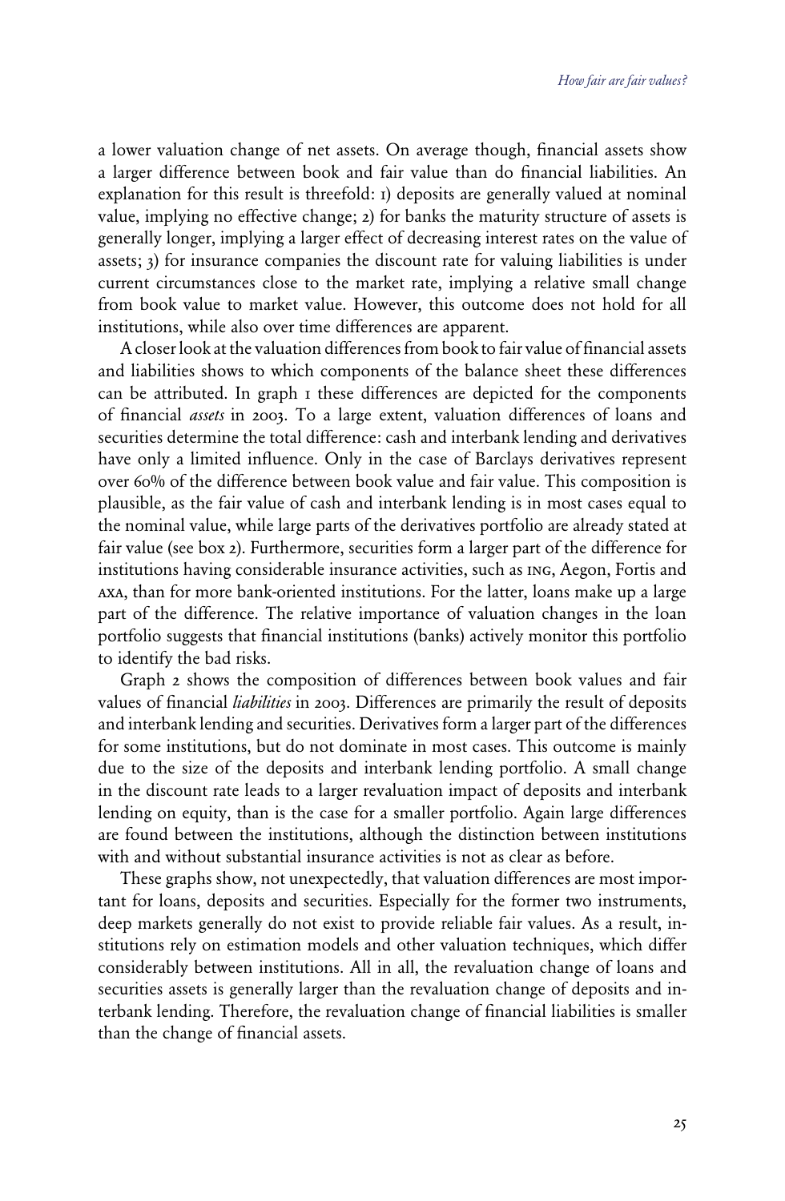a lower valuation change of net assets. On average though, financial assets show a larger difference between book and fair value than do financial liabilities. An explanation for this result is threefold: 1) deposits are generally valued at nominal value, implying no effective change; 2) for banks the maturity structure of assets is generally longer, implying a larger effect of decreasing interest rates on the value of assets; 3) for insurance companies the discount rate for valuing liabilities is under current circumstances close to the market rate, implying a relative small change from book value to market value. However, this outcome does not hold for all institutions, while also over time differences are apparent.

A closer look at the valuation differences from book to fair value of financial assets and liabilities shows to which components of the balance sheet these differences can be attributed. In graph 1 these differences are depicted for the components of financial *assets* in 2003. To a large extent, valuation differences of loans and securities determine the total difference: cash and interbank lending and derivatives have only a limited influence. Only in the case of Barclays derivatives represent over 60% of the difference between book value and fair value. This composition is plausible, as the fair value of cash and interbank lending is in most cases equal to the nominal value, while large parts of the derivatives portfolio are already stated at fair value (see box 2). Furthermore, securities form a larger part of the difference for institutions having considerable insurance activities, such as ING, Aegon, Fortis and AXA, than for more bank-oriented institutions. For the latter, loans make up a large part of the difference. The relative importance of valuation changes in the loan portfolio suggests that financial institutions (banks) actively monitor this portfolio to identify the bad risks.

Graph 2 shows the composition of differences between book values and fair values of financial *liabilities* in 2003. Differences are primarily the result of deposits and interbank lending and securities. Derivatives form a larger part of the differences for some institutions, but do not dominate in most cases. This outcome is mainly due to the size of the deposits and interbank lending portfolio. A small change in the discount rate leads to a larger revaluation impact of deposits and interbank lending on equity, than is the case for a smaller portfolio. Again large differences are found between the institutions, although the distinction between institutions with and without substantial insurance activities is not as clear as before.

These graphs show, not unexpectedly, that valuation differences are most important for loans, deposits and securities. Especially for the former two instruments, deep markets generally do not exist to provide reliable fair values. As a result, institutions rely on estimation models and other valuation techniques, which differ considerably between institutions. All in all, the revaluation change of loans and securities assets is generally larger than the revaluation change of deposits and interbank lending. Therefore, the revaluation change of financial liabilities is smaller than the change of financial assets.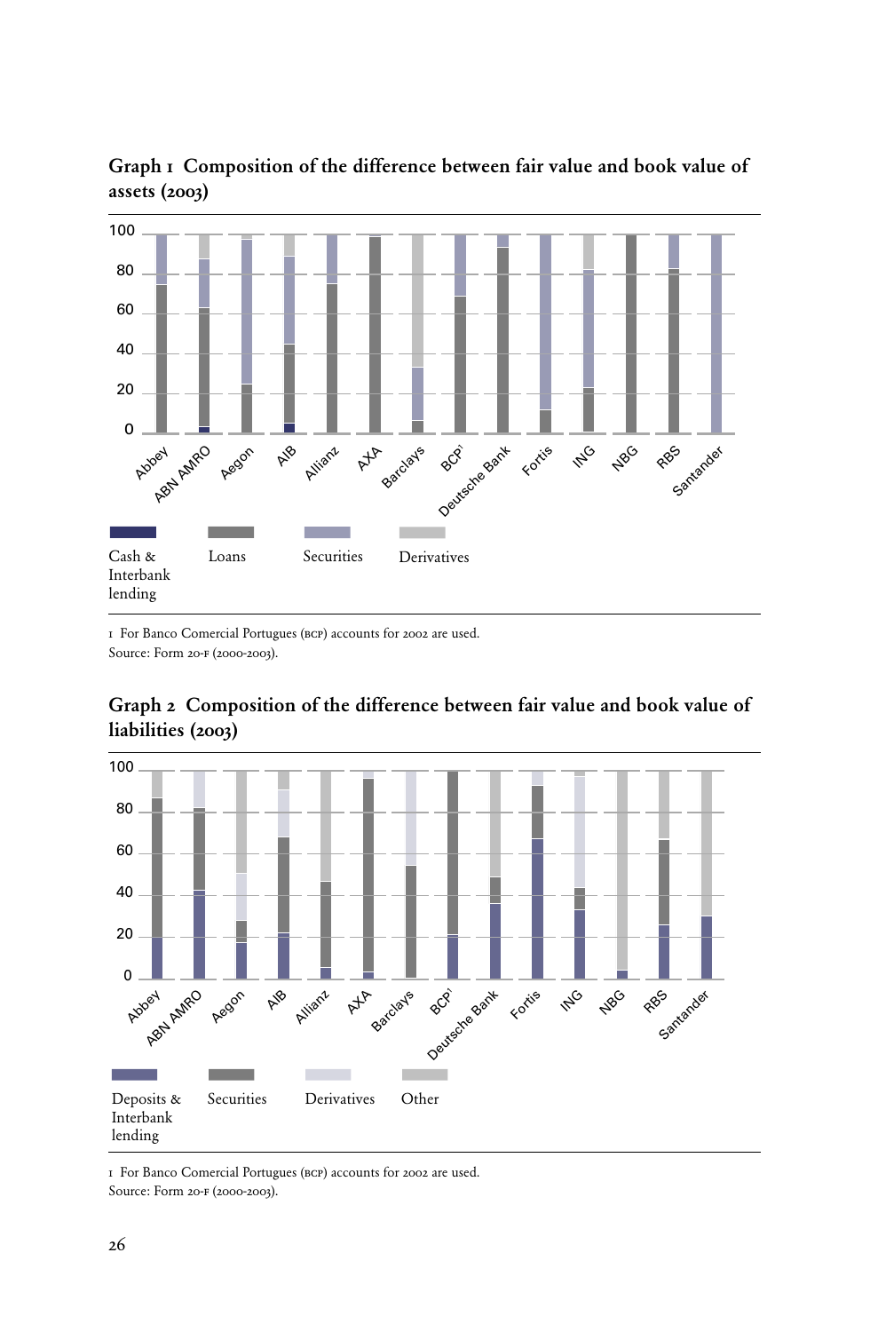**Graph 1 Composition of the difference between fair value and book value of assets (2003)**

Cash & Interbank lending | Loans | Securities | Derivatives

1 For Banco Comercial Portugues (BCP) accounts for 2002 are used.
Source: Form 20-F (2000-2003).

**Graph 2 Composition of the difference between fair value and book value of liabilities (2003)**

Deposits & Interbank lending | Securities | Derivatives | Other

1 For Banco Comercial Portugues (BCP) accounts for 2002 are used.
Source: Form 20-F (2000-2003).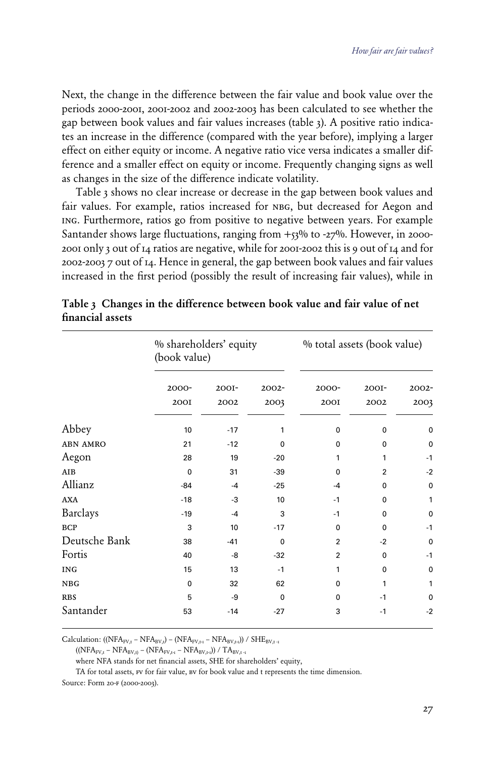Next, the change in the difference between the fair value and book value over the periods 2000-2001, 2001-2002 and 2002-2003 has been calculated to see whether the gap between book values and fair values increases (table 3). A positive ratio indicates an increase in the difference (compared with the year before), implying a larger effect on either equity or income. A negative ratio vice versa indicates a smaller difference and a smaller effect on equity or income. Frequently changing signs as well as changes in the size of the difference indicate volatility.

Table 3 shows no clear increase or decrease in the gap between book values and fair values. For example, ratios increased for NBG, but decreased for Aegon and ING. Furthermore, ratios go from positive to negative between years. For example Santander shows large fluctuations, ranging from +53% to -27%. However, in 2000-2001 only 3 out of 14 ratios are negative, while for 2001-2002 this is 9 out of 14 and for 2002-2003 7 out of 14. Hence in general, the gap between book values and fair values increased in the first period (possibly the result of increasing fair values), while in

**Table 3 Changes in the difference between book value and fair value of net financial assets**

| | % shareholders' equity (book value) | | | % total assets (book value) | | |
|---|---|---|---|---|---|---|
| | 2000-2001 | 2001-2002 | 2002-2003 | 2000-2001 | 2001-2002 | 2002-2003 |
| Abbey | 10 | -17 | 1 | 0 | 0 | 0 |
| ABN AMRO | 21 | -12 | 0 | 0 | 0 | 0 |
| Aegon | 28 | 19 | -20 | 1 | 1 | -1 |
| AIB | 0 | 31 | -39 | 0 | 2 | -2 |
| Allianz | -84 | -4 | -25 | -4 | 0 | 0 |
| AXA | -18 | -3 | 10 | -1 | 0 | 1 |
| Barclays | -19 | -4 | 3 | -1 | 0 | 0 |
| BCP | 3 | 10 | -17 | 0 | 0 | -1 |
| Deutsche Bank | 38 | -41 | 0 | 2 | -2 | 0 |
| Fortis | 40 | -8 | -32 | 2 | 0 | -1 |
| ING | 15 | 13 | -1 | 1 | 0 | 0 |
| NBG | 0 | 32 | 62 | 0 | 1 | 1 |
| RBS | 5 | -9 | 0 | 0 | -1 | 0 |
| Santander | 53 | -14 | -27 | 3 | -1 | -2 |

Calculation: $((NFA_{FV,t} - NFA_{BV,t}) - (NFA_{FV,t-1} - NFA_{BV,t-1})) / SHE_{BV,t-1}$

$((NFA_{FV,t} - NFA_{BV,t}) - (NFA_{FV,t-1} - NFA_{BV,t-1})) / TA_{BV,t-1}$

where NFA stands for net financial assets, SHE for shareholders' equity,

TA for total assets, FV for fair value, BV for book value and t represents the time dimension.

Source: Form 20-F (2000-2003).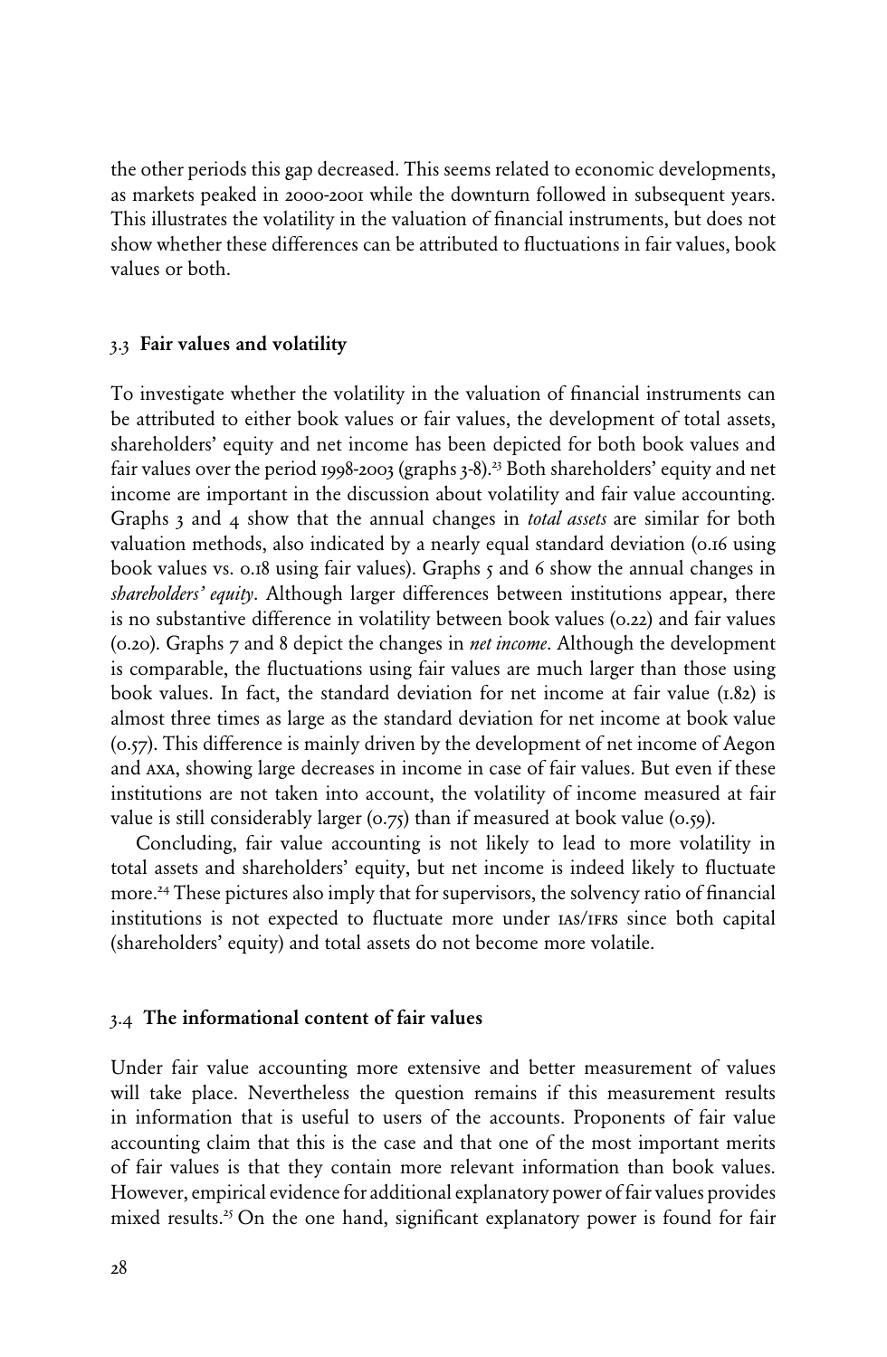the other periods this gap decreased. This seems related to economic developments, as markets peaked in 2000-2001 while the downturn followed in subsequent years. This illustrates the volatility in the valuation of financial instruments, but does not show whether these differences can be attributed to fluctuations in fair values, book values or both.

### 3.3 Fair values and volatility

To investigate whether the volatility in the valuation of financial instruments can be attributed to either book values or fair values, the development of total assets, shareholders' equity and net income has been depicted for both book values and fair values over the period 1998-2003 (graphs 3-8).[23] Both shareholders' equity and net income are important in the discussion about volatility and fair value accounting. Graphs 3 and 4 show that the annual changes in *total assets* are similar for both valuation methods, also indicated by a nearly equal standard deviation (0.16 using book values vs. 0.18 using fair values). Graphs 5 and 6 show the annual changes in *shareholders' equity*. Although larger differences between institutions appear, there is no substantive difference in volatility between book values (0.22) and fair values (0.20). Graphs 7 and 8 depict the changes in *net income*. Although the development is comparable, the fluctuations using fair values are much larger than those using book values. In fact, the standard deviation for net income at fair value (1.82) is almost three times as large as the standard deviation for net income at book value (0.57). This difference is mainly driven by the development of net income of Aegon and AXA, showing large decreases in income in case of fair values. But even if these institutions are not taken into account, the volatility of income measured at fair value is still considerably larger (0.75) than if measured at book value (0.59).

Concluding, fair value accounting is not likely to lead to more volatility in total assets and shareholders' equity, but net income is indeed likely to fluctuate more.[24] These pictures also imply that for supervisors, the solvency ratio of financial institutions is not expected to fluctuate more under IAS/IFRS since both capital (shareholders' equity) and total assets do not become more volatile.

### 3.4 The informational content of fair values

Under fair value accounting more extensive and better measurement of values will take place. Nevertheless the question remains if this measurement results in information that is useful to users of the accounts. Proponents of fair value accounting claim that this is the case and that one of the most important merits of fair values is that they contain more relevant information than book values. However, empirical evidence for additional explanatory power of fair values provides mixed results.[25] On the one hand, significant explanatory power is found for fair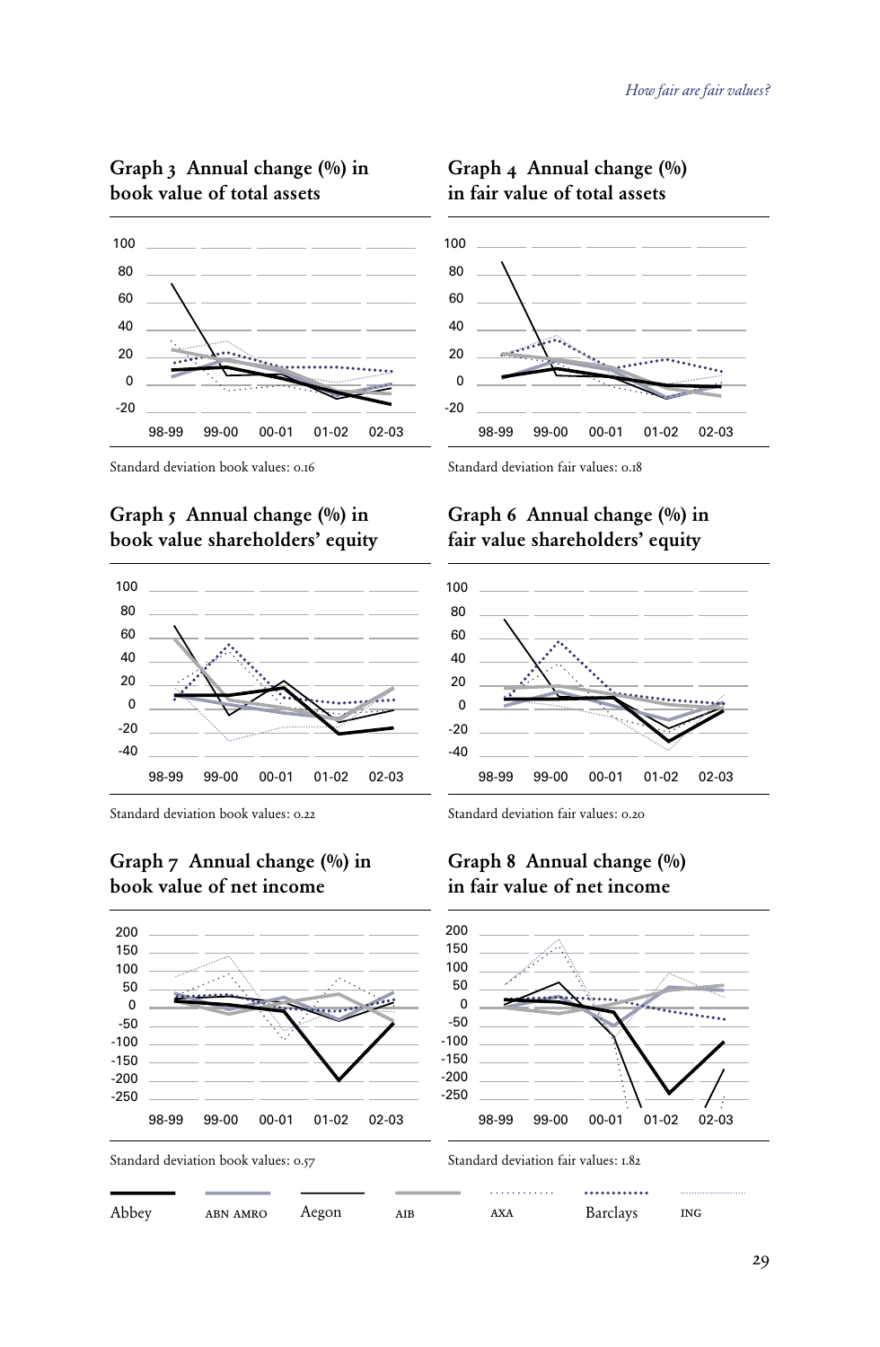### Graph 3 Annual change (%) in book value of total assets

Standard deviation book values: 0.16

### Graph 4 Annual change (%) in fair value of total assets

Standard deviation fair values: 0.18

### Graph 5 Annual change (%) in book value shareholders' equity

Standard deviation book values: 0.22

### Graph 6 Annual change (%) in fair value shareholders' equity

Standard deviation fair values: 0.20

### Graph 7 Annual change (%) in book value of net income

Standard deviation book values: 0.57

### Graph 8 Annual change (%) in fair value of net income

Standard deviation fair values: 1.82

Abbey | ABN AMRO | Aegon | AIB | AXA | Barclays | ING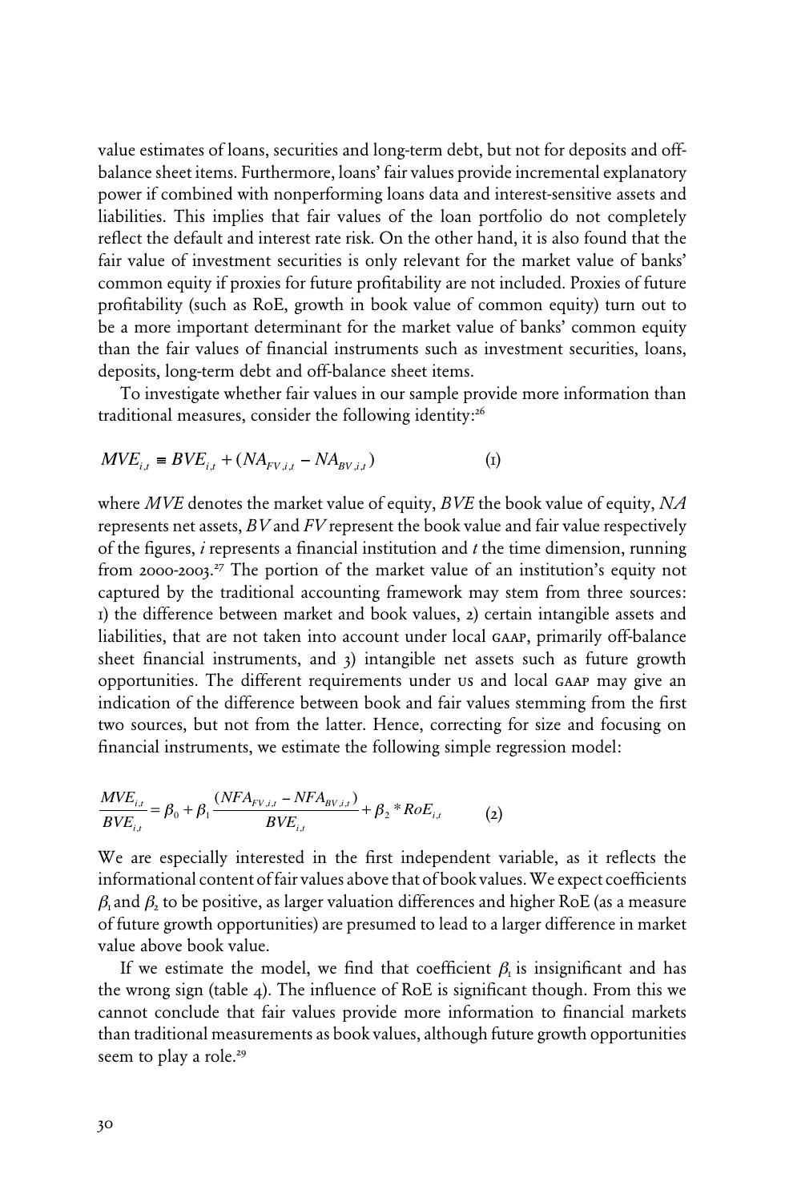value estimates of loans, securities and long-term debt, but not for deposits and off-balance sheet items. Furthermore, loans' fair values provide incremental explanatory power if combined with nonperforming loans data and interest-sensitive assets and liabilities. This implies that fair values of the loan portfolio do not completely reflect the default and interest rate risk. On the other hand, it is also found that the fair value of investment securities is only relevant for the market value of banks' common equity if proxies for future profitability are not included. Proxies of future profitability (such as RoE, growth in book value of common equity) turn out to be a more important determinant for the market value of banks' common equity than the fair values of financial instruments such as investment securities, loans, deposits, long-term debt and off-balance sheet items.

To investigate whether fair values in our sample provide more information than traditional measures, consider the following identity:[26]

$$MVE_{i,t} \equiv BVE_{i,t} + (NA_{FV,i,t} - NA_{BV,i,t}) \qquad (1)$$

where *MVE* denotes the market value of equity, *BVE* the book value of equity, *NA* represents net assets, *BV* and *FV* represent the book value and fair value respectively of the figures, *i* represents a financial institution and *t* the time dimension, running from 2000-2003.[27] The portion of the market value of an institution's equity not captured by the traditional accounting framework may stem from three sources: 1) the difference between market and book values, 2) certain intangible assets and liabilities, that are not taken into account under local GAAP, primarily off-balance sheet financial instruments, and 3) intangible net assets such as future growth opportunities. The different requirements under US and local GAAP may give an indication of the difference between book and fair values stemming from the first two sources, but not from the latter. Hence, correcting for size and focusing on financial instruments, we estimate the following simple regression model:

$$\frac{MVE_{i,t}}{BVE_{i,t}} = \beta_0 + \beta_1 \frac{(NFA_{FV,i,t} - NFA_{BV,i,t})}{BVE_{i,t}} + \beta_2 * RoE_{i,t} \qquad (2)$$

We are especially interested in the first independent variable, as it reflects the informational content of fair values above that of book values. We expect coefficients $\beta_1$ and $\beta_2$ to be positive, as larger valuation differences and higher RoE (as a measure of future growth opportunities) are presumed to lead to a larger difference in market value above book value.

If we estimate the model, we find that coefficient $\beta_1$ is insignificant and has the wrong sign (table 4). The influence of RoE is significant though. From this we cannot conclude that fair values provide more information to financial markets than traditional measurements as book values, although future growth opportunities seem to play a role.[29]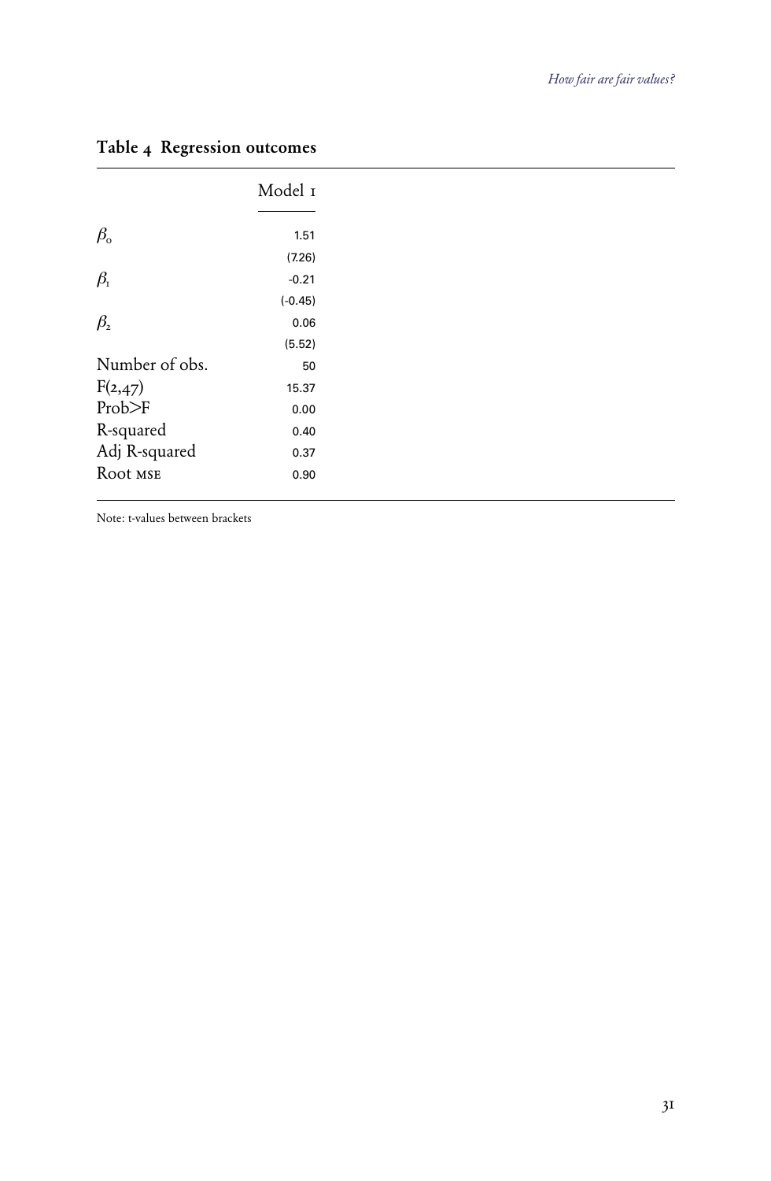**Table 4 Regression outcomes**

| | Model 1 |
|---|---|
| $\beta_0$ | 1.51 |
| | (7.26) |
| $\beta_1$ | -0.21 |
| | (-0.45) |
| $\beta_2$ | 0.06 |
| | (5.52) |
| Number of obs. | 50 |
| $F(2,47)$ | 15.37 |
| Prob>F | 0.00 |
| R-squared | 0.40 |
| Adj R-squared | 0.37 |
| Root MSE | 0.90 |

Note: t-values between brackets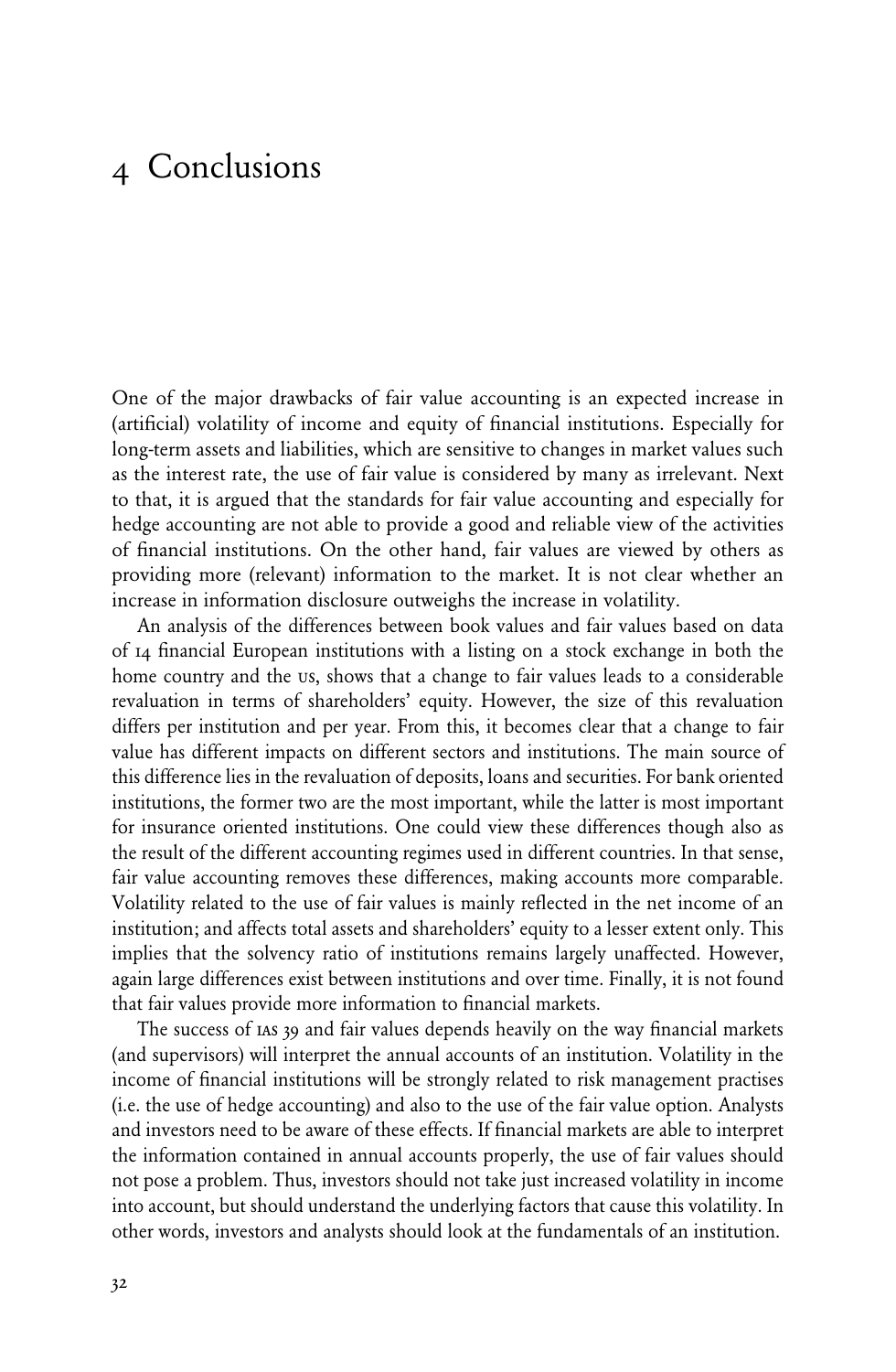# 4 Conclusions

One of the major drawbacks of fair value accounting is an expected increase in (artificial) volatility of income and equity of financial institutions. Especially for long-term assets and liabilities, which are sensitive to changes in market values such as the interest rate, the use of fair value is considered by many as irrelevant. Next to that, it is argued that the standards for fair value accounting and especially for hedge accounting are not able to provide a good and reliable view of the activities of financial institutions. On the other hand, fair values are viewed by others as providing more (relevant) information to the market. It is not clear whether an increase in information disclosure outweighs the increase in volatility.

An analysis of the differences between book values and fair values based on data of 14 financial European institutions with a listing on a stock exchange in both the home country and the US, shows that a change to fair values leads to a considerable revaluation in terms of shareholders' equity. However, the size of this revaluation differs per institution and per year. From this, it becomes clear that a change to fair value has different impacts on different sectors and institutions. The main source of this difference lies in the revaluation of deposits, loans and securities. For bank oriented institutions, the former two are the most important, while the latter is most important for insurance oriented institutions. One could view these differences though also as the result of the different accounting regimes used in different countries. In that sense, fair value accounting removes these differences, making accounts more comparable. Volatility related to the use of fair values is mainly reflected in the net income of an institution; and affects total assets and shareholders' equity to a lesser extent only. This implies that the solvency ratio of institutions remains largely unaffected. However, again large differences exist between institutions and over time. Finally, it is not found that fair values provide more information to financial markets.

The success of IAS 39 and fair values depends heavily on the way financial markets (and supervisors) will interpret the annual accounts of an institution. Volatility in the income of financial institutions will be strongly related to risk management practises (i.e. the use of hedge accounting) and also to the use of the fair value option. Analysts and investors need to be aware of these effects. If financial markets are able to interpret the information contained in annual accounts properly, the use of fair values should not pose a problem. Thus, investors should not take just increased volatility in income into account, but should understand the underlying factors that cause this volatility. In other words, investors and analysts should look at the fundamentals of an institution.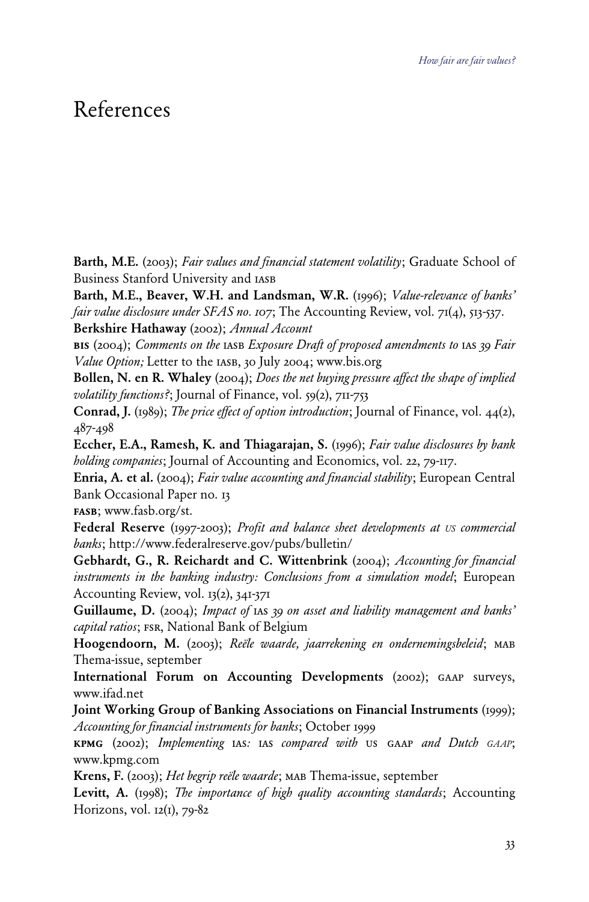# References

**Barth, M.E.** (2003); *Fair values and financial statement volatility*; Graduate School of Business Stanford University and IASB

**Barth, M.E., Beaver, W.H. and Landsman, W.R.** (1996); *Value-relevance of banks' fair value disclosure under SFAS no. 107*; The Accounting Review, vol. 71(4), 513-537.

**Berkshire Hathaway** (2002); *Annual Account*

**BIS** (2004); *Comments on the IASB Exposure Draft of proposed amendments to IAS 39 Fair Value Option;* Letter to the IASB, 30 July 2004; www.bis.org

**Bollen, N. en R. Whaley** (2004); *Does the net buying pressure affect the shape of implied volatility functions?*; Journal of Finance, vol. 59(2), 711-753

**Conrad, J.** (1989); *The price effect of option introduction*; Journal of Finance, vol. 44(2), 487-498

**Eccher, E.A., Ramesh, K. and Thiagarajan, S.** (1996); *Fair value disclosures by bank holding companies*; Journal of Accounting and Economics, vol. 22, 79-117.

**Enria, A. et al.** (2004); *Fair value accounting and financial stability*; European Central Bank Occasional Paper no. 13

**FASB**; www.fasb.org/st.

**Federal Reserve** (1997-2003); *Profit and balance sheet developments at US commercial banks*; http://www.federalreserve.gov/pubs/bulletin/

**Gebhardt, G., R. Reichardt and C. Wittenbrink** (2004); *Accounting for financial instruments in the banking industry: Conclusions from a simulation model*; European Accounting Review, vol. 13(2), 341-371

**Guillaume, D.** (2004); *Impact of IAS 39 on asset and liability management and banks' capital ratios*; FSR, National Bank of Belgium

**Hoogendoorn, M.** (2003); *Reële waarde, jaarrekening en ondernemingsbeleid*; MAB Thema-issue, september

**International Forum on Accounting Developments** (2002); GAAP surveys, www.ifad.net

**Joint Working Group of Banking Associations on Financial Instruments** (1999); *Accounting for financial instruments for banks*; October 1999

**KPMG** (2002); *Implementing IAS: IAS compared with US GAAP and Dutch GAAP*; www.kpmg.com

**Krens, F.** (2003); *Het begrip reële waarde*; MAB Thema-issue, september

**Levitt, A.** (1998); *The importance of high quality accounting standards*; Accounting Horizons, vol. 12(1), 79-82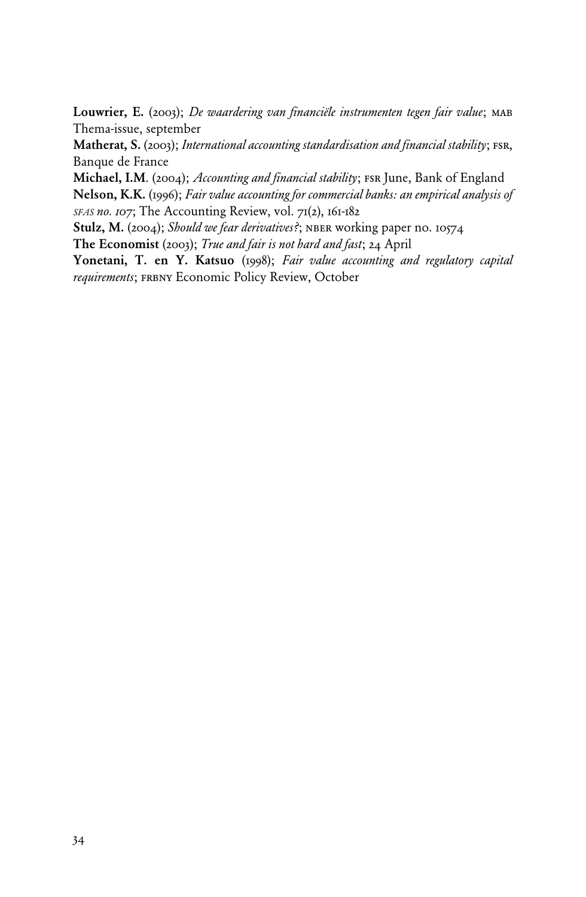**Louwrier, E.** (2003); *De waardering van financiële instrumenten tegen fair value*; MAB Thema-issue, september

**Matherat, S.** (2003); *International accounting standardisation and financial stability*; FSR, Banque de France

**Michael, I.M**. (2004); *Accounting and financial stability*; FSR June, Bank of England

**Nelson, K.K.** (1996); *Fair value accounting for commercial banks: an empirical analysis of SFAS no. 107*; The Accounting Review, vol. 71(2), 161-182

**Stulz, M.** (2004); *Should we fear derivatives?*; NBER working paper no. 10574

**The Economist** (2003); *True and fair is not hard and fast*; 24 April

**Yonetani, T. en Y. Katsuo** (1998); *Fair value accounting and regulatory capital requirements*; FRBNY Economic Policy Review, October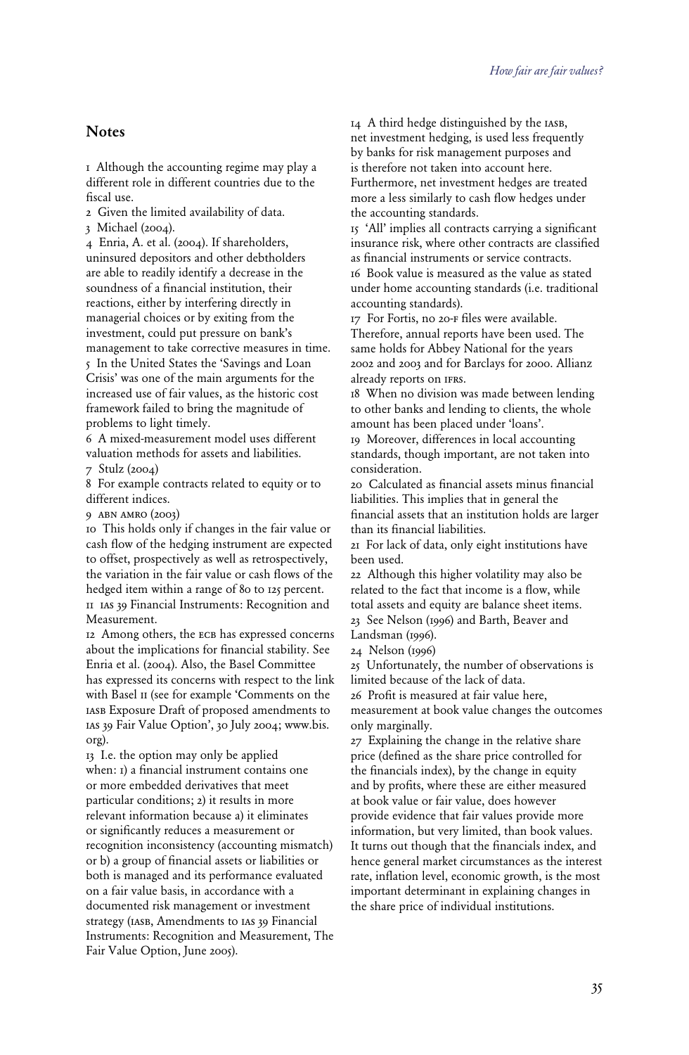## Notes

1 Although the accounting regime may play a different role in different countries due to the fiscal use.

2 Given the limited availability of data.

3 Michael (2004).

4 Enria, A. et al. (2004). If shareholders, uninsured depositors and other debtholders are able to readily identify a decrease in the soundness of a financial institution, their reactions, either by interfering directly in managerial choices or by exiting from the investment, could put pressure on bank's management to take corrective measures in time.

5 In the United States the 'Savings and Loan Crisis' was one of the main arguments for the increased use of fair values, as the historic cost framework failed to bring the magnitude of problems to light timely.

6 A mixed-measurement model uses different valuation methods for assets and liabilities.

7 Stulz (2004)

8 For example contracts related to equity or to different indices.

9 ABN AMRO (2003)

10 This holds only if changes in the fair value or cash flow of the hedging instrument are expected to offset, prospectively as well as retrospectively, the variation in the fair value or cash flows of the hedged item within a range of 80 to 125 percent.

11 IAS 39 Financial Instruments: Recognition and Measurement.

12 Among others, the ECB has expressed concerns about the implications for financial stability. See Enria et al. (2004). Also, the Basel Committee has expressed its concerns with respect to the link with Basel II (see for example 'Comments on the IASB Exposure Draft of proposed amendments to IAS 39 Fair Value Option', 30 July 2004; www.bis.org).

13 I.e. the option may only be applied when: 1) a financial instrument contains one or more embedded derivatives that meet particular conditions; 2) it results in more relevant information because a) it eliminates or significantly reduces a measurement or recognition inconsistency (accounting mismatch) or b) a group of financial assets or liabilities or both is managed and its performance evaluated on a fair value basis, in accordance with a documented risk management or investment strategy (IASB, Amendments to IAS 39 Financial Instruments: Recognition and Measurement, The Fair Value Option, June 2005).

14 A third hedge distinguished by the IASB, net investment hedging, is used less frequently by banks for risk management purposes and is therefore not taken into account here. Furthermore, net investment hedges are treated more a less similarly to cash flow hedges under the accounting standards.

15 'All' implies all contracts carrying a significant insurance risk, where other contracts are classified as financial instruments or service contracts.

16 Book value is measured as the value as stated under home accounting standards (i.e. traditional accounting standards).

17 For Fortis, no 20-F files were available. Therefore, annual reports have been used. The same holds for Abbey National for the years 2002 and 2003 and for Barclays for 2000. Allianz already reports on IFRS.

18 When no division was made between lending to other banks and lending to clients, the whole amount has been placed under 'loans'.

19 Moreover, differences in local accounting standards, though important, are not taken into consideration.

20 Calculated as financial assets minus financial liabilities. This implies that in general the financial assets that an institution holds are larger than its financial liabilities.

21 For lack of data, only eight institutions have been used.

22 Although this higher volatility may also be related to the fact that income is a flow, while total assets and equity are balance sheet items.

23 See Nelson (1996) and Barth, Beaver and Landsman (1996).

24 Nelson (1996)

25 Unfortunately, the number of observations is limited because of the lack of data.

26 Profit is measured at fair value here, measurement at book value changes the outcomes only marginally.

27 Explaining the change in the relative share price (defined as the share price controlled for the financials index), by the change in equity and by profits, where these are either measured at book value or fair value, does however provide evidence that fair values provide more information, but very limited, than book values. It turns out though that the financials index, and hence general market circumstances as the interest rate, inflation level, economic growth, is the most important determinant in explaining changes in the share price of individual institutions.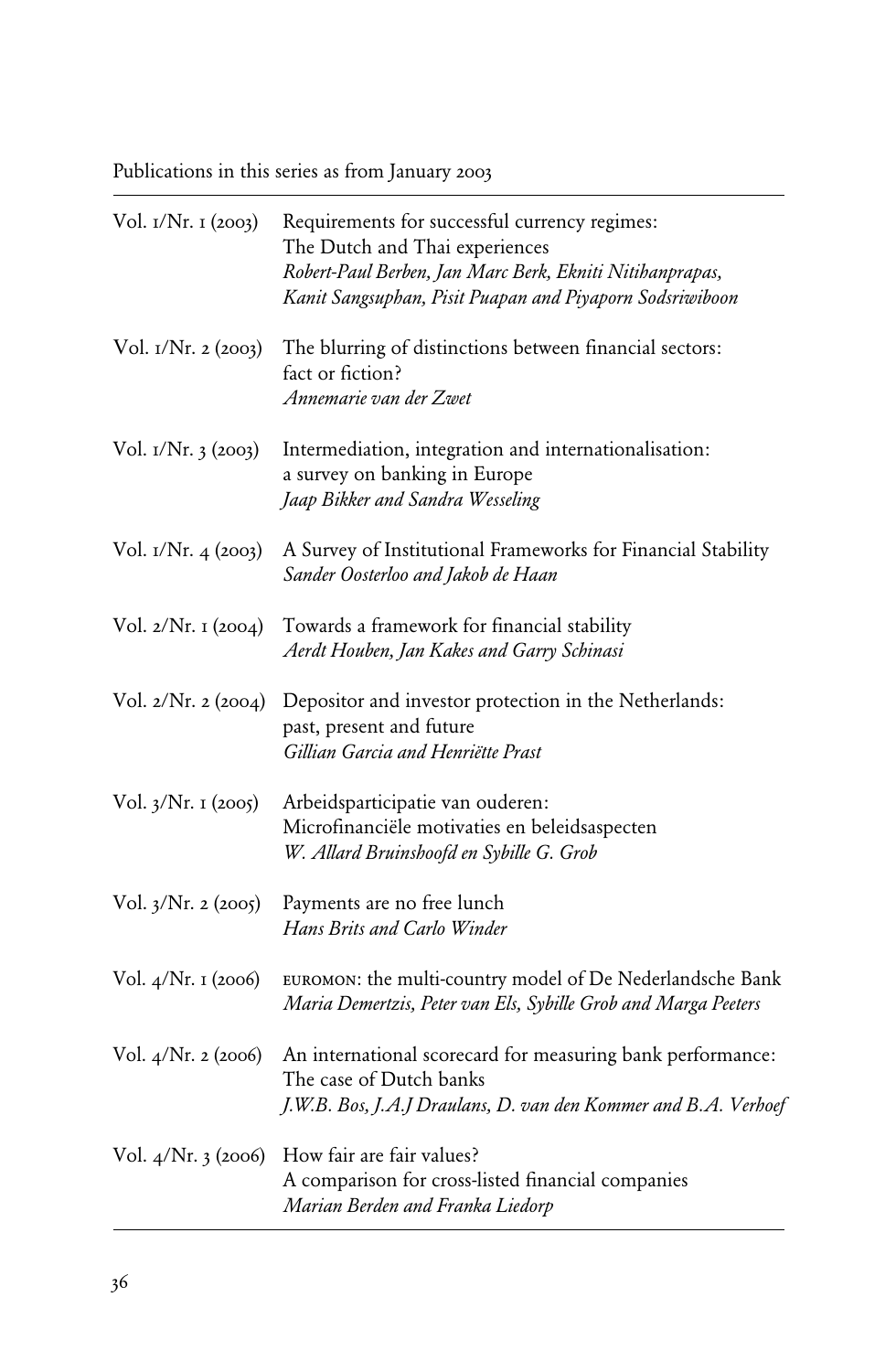Publications in this series as from January 2003

| | |
| --- | --- |
| Vol. 1/Nr. 1 (2003) | Requirements for successful currency regimes: The Dutch and Thai experiences<br>*Robert-Paul Berben, Jan Marc Berk, Ekniti Nitihanprapas, Kanit Sangsuphan, Pisit Puapan and Piyaporn Sodsriwiboon* |
| Vol. 1/Nr. 2 (2003) | The blurring of distinctions between financial sectors: fact or fiction?<br>*Annemarie van der Zwet* |
| Vol. 1/Nr. 3 (2003) | Intermediation, integration and internationalisation: a survey on banking in Europe<br>*Jaap Bikker and Sandra Wesseling* |
| Vol. 1/Nr. 4 (2003) | A Survey of Institutional Frameworks for Financial Stability<br>*Sander Oosterloo and Jakob de Haan* |
| Vol. 2/Nr. 1 (2004) | Towards a framework for financial stability<br>*Aerdt Houben, Jan Kakes and Garry Schinasi* |
| Vol. 2/Nr. 2 (2004) | Depositor and investor protection in the Netherlands: past, present and future<br>*Gillian Garcia and Henriëtte Prast* |
| Vol. 3/Nr. 1 (2005) | Arbeidsparticipatie van ouderen: Microfinanciële motivaties en beleidsaspecten<br>*W. Allard Bruinshoofd en Sybille G. Grob* |
| Vol. 3/Nr. 2 (2005) | Payments are no free lunch<br>*Hans Brits and Carlo Winder* |
| Vol. 4/Nr. 1 (2006) | EUROMON: the multi-country model of De Nederlandsche Bank<br>*Maria Demertzis, Peter van Els, Sybille Grob and Marga Peeters* |
| Vol. 4/Nr. 2 (2006) | An international scorecard for measuring bank performance: The case of Dutch banks<br>*J.W.B. Bos, J.A.J Draulans, D. van den Kommer and B.A. Verhoef* |
| Vol. 4/Nr. 3 (2006) | How fair are fair values? A comparison for cross-listed financial companies<br>*Marian Berden and Franka Liedorp* |